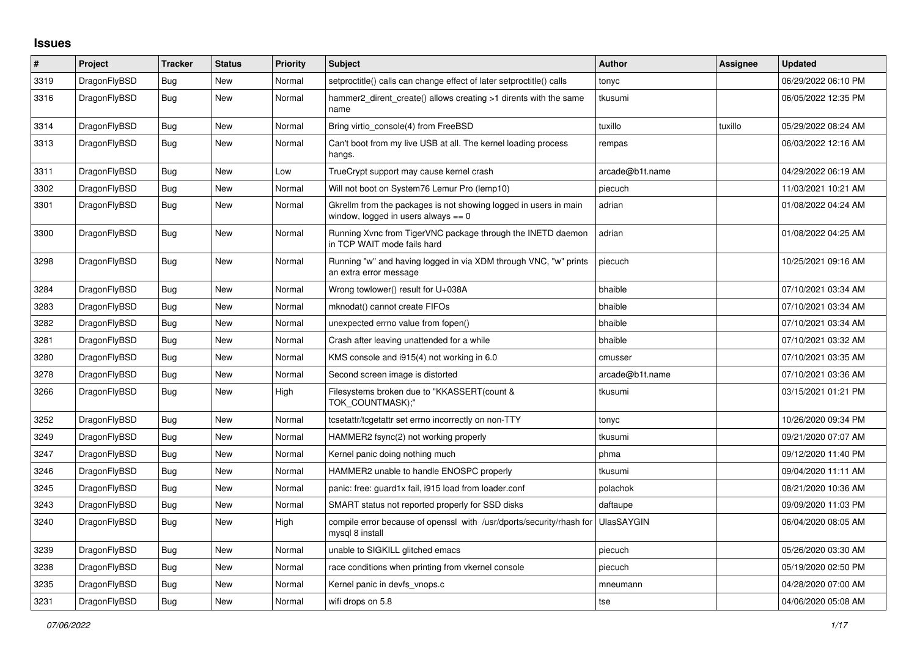## Issues

| # | Project | Tracker | Status | Priority | Subject | Author | Assignee | Updated |
|---|---|---|---|---|---|---|---|---|
| 3319 | DragonFlyBSD | Bug | New | Normal | setproctitle() calls can change effect of later setproctitle() calls | tonyc | | 06/29/2022 06:10 PM |
| 3316 | DragonFlyBSD | Bug | New | Normal | hammer2_dirent_create() allows creating >1 dirents with the same name | tkusumi | | 06/05/2022 12:35 PM |
| 3314 | DragonFlyBSD | Bug | New | Normal | Bring virtio_console(4) from FreeBSD | tuxillo | tuxillo | 05/29/2022 08:24 AM |
| 3313 | DragonFlyBSD | Bug | New | Normal | Can't boot from my live USB at all. The kernel loading process hangs. | rempas | | 06/03/2022 12:16 AM |
| 3311 | DragonFlyBSD | Bug | New | Low | TrueCrypt support may cause kernel crash | arcade@b1t.name | | 04/29/2022 06:19 AM |
| 3302 | DragonFlyBSD | Bug | New | Normal | Will not boot on System76 Lemur Pro (lemp10) | piecuch | | 11/03/2021 10:21 AM |
| 3301 | DragonFlyBSD | Bug | New | Normal | Gkrellm from the packages is not showing logged in users in main window, logged in users always == 0 | adrian | | 01/08/2022 04:24 AM |
| 3300 | DragonFlyBSD | Bug | New | Normal | Running Xvnc from TigerVNC package through the INETD daemon in TCP WAIT mode fails hard | adrian | | 01/08/2022 04:25 AM |
| 3298 | DragonFlyBSD | Bug | New | Normal | Running "w" and having logged in via XDM through VNC, "w" prints an extra error message | piecuch | | 10/25/2021 09:16 AM |
| 3284 | DragonFlyBSD | Bug | New | Normal | Wrong towlower() result for U+038A | bhaible | | 07/10/2021 03:34 AM |
| 3283 | DragonFlyBSD | Bug | New | Normal | mknodat() cannot create FIFOs | bhaible | | 07/10/2021 03:34 AM |
| 3282 | DragonFlyBSD | Bug | New | Normal | unexpected errno value from fopen() | bhaible | | 07/10/2021 03:34 AM |
| 3281 | DragonFlyBSD | Bug | New | Normal | Crash after leaving unattended for a while | bhaible | | 07/10/2021 03:32 AM |
| 3280 | DragonFlyBSD | Bug | New | Normal | KMS console and i915(4) not working in 6.0 | cmusser | | 07/10/2021 03:35 AM |
| 3278 | DragonFlyBSD | Bug | New | Normal | Second screen image is distorted | arcade@b1t.name | | 07/10/2021 03:36 AM |
| 3266 | DragonFlyBSD | Bug | New | High | Filesystems broken due to "KKASSERT(count & TOK_COUNTMASK);" | tkusumi | | 03/15/2021 01:21 PM |
| 3252 | DragonFlyBSD | Bug | New | Normal | tcsetattr/tcgetattr set errno incorrectly on non-TTY | tonyc | | 10/26/2020 09:34 PM |
| 3249 | DragonFlyBSD | Bug | New | Normal | HAMMER2 fsync(2) not working properly | tkusumi | | 09/21/2020 07:07 AM |
| 3247 | DragonFlyBSD | Bug | New | Normal | Kernel panic doing nothing much | phma | | 09/12/2020 11:40 PM |
| 3246 | DragonFlyBSD | Bug | New | Normal | HAMMER2 unable to handle ENOSPC properly | tkusumi | | 09/04/2020 11:11 AM |
| 3245 | DragonFlyBSD | Bug | New | Normal | panic: free: guard1x fail, i915 load from loader.conf | polachok | | 08/21/2020 10:36 AM |
| 3243 | DragonFlyBSD | Bug | New | Normal | SMART status not reported properly for SSD disks | daftaupe | | 09/09/2020 11:03 PM |
| 3240 | DragonFlyBSD | Bug | New | High | compile error because of openssl with /usr/dports/security/rhash for mysql 8 install | UlasSAYGIN | | 06/04/2020 08:05 AM |
| 3239 | DragonFlyBSD | Bug | New | Normal | unable to SIGKILL glitched emacs | piecuch | | 05/26/2020 03:30 AM |
| 3238 | DragonFlyBSD | Bug | New | Normal | race conditions when printing from vkernel console | piecuch | | 05/19/2020 02:50 PM |
| 3235 | DragonFlyBSD | Bug | New | Normal | Kernel panic in devfs_vnops.c | mneumann | | 04/28/2020 07:00 AM |
| 3231 | DragonFlyBSD | Bug | New | Normal | wifi drops on 5.8 | tse | | 04/06/2020 05:08 AM |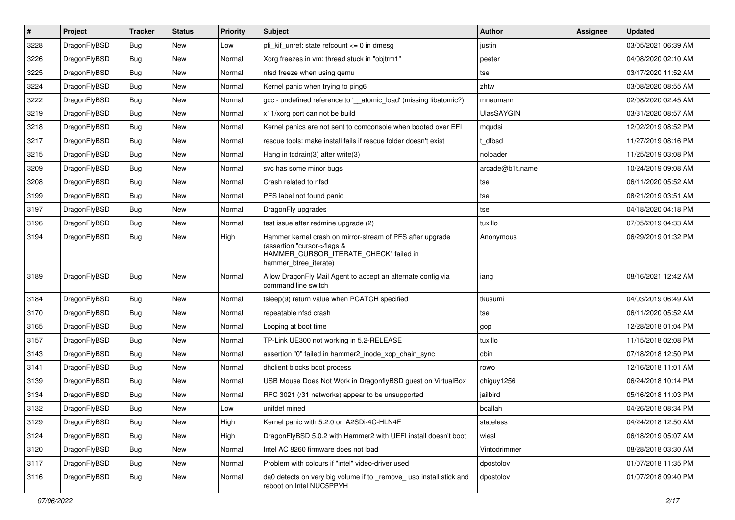| # | Project | Tracker | Status | Priority | Subject | Author | Assignee | Updated |
|---|---|---|---|---|---|---|---|---|
| 3228 | DragonFlyBSD | Bug | New | Low | pfi_kif_unref: state refcount <= 0 in dmesg | justin | | 03/05/2021 06:39 AM |
| 3226 | DragonFlyBSD | Bug | New | Normal | Xorg freezes in vm: thread stuck in "objtrm1" | peeter | | 04/08/2020 02:10 AM |
| 3225 | DragonFlyBSD | Bug | New | Normal | nfsd freeze when using qemu | tse | | 03/17/2020 11:52 AM |
| 3224 | DragonFlyBSD | Bug | New | Normal | Kernel panic when trying to ping6 | zhtw | | 03/08/2020 08:55 AM |
| 3222 | DragonFlyBSD | Bug | New | Normal | gcc - undefined reference to '__atomic_load' (missing libatomic?) | mneumann | | 02/08/2020 02:45 AM |
| 3219 | DragonFlyBSD | Bug | New | Normal | x11/xorg port can not be build | UlasSAYGIN | | 03/31/2020 08:57 AM |
| 3218 | DragonFlyBSD | Bug | New | Normal | Kernel panics are not sent to comconsole when booted over EFI | mqudsi | | 12/02/2019 08:52 PM |
| 3217 | DragonFlyBSD | Bug | New | Normal | rescue tools: make install fails if rescue folder doesn't exist | t_dfbsd | | 11/27/2019 08:16 PM |
| 3215 | DragonFlyBSD | Bug | New | Normal | Hang in tcdrain(3) after write(3) | noloader | | 11/25/2019 03:08 PM |
| 3209 | DragonFlyBSD | Bug | New | Normal | svc has some minor bugs | arcade@b1t.name | | 10/24/2019 09:08 AM |
| 3208 | DragonFlyBSD | Bug | New | Normal | Crash related to nfsd | tse | | 06/11/2020 05:52 AM |
| 3199 | DragonFlyBSD | Bug | New | Normal | PFS label not found panic | tse | | 08/21/2019 03:51 AM |
| 3197 | DragonFlyBSD | Bug | New | Normal | DragonFly upgrades | tse | | 04/18/2020 04:18 PM |
| 3196 | DragonFlyBSD | Bug | New | Normal | test issue after redmine upgrade (2) | tuxillo | | 07/05/2019 04:33 AM |
| 3194 | DragonFlyBSD | Bug | New | High | Hammer kernel crash on mirror-stream of PFS after upgrade (assertion "cursor->flags & HAMMER_CURSOR_ITERATE_CHECK" failed in hammer_btree_iterate) | Anonymous | | 06/29/2019 01:32 PM |
| 3189 | DragonFlyBSD | Bug | New | Normal | Allow DragonFly Mail Agent to accept an alternate config via command line switch | iang | | 08/16/2021 12:42 AM |
| 3184 | DragonFlyBSD | Bug | New | Normal | tsleep(9) return value when PCATCH specified | tkusumi | | 04/03/2019 06:49 AM |
| 3170 | DragonFlyBSD | Bug | New | Normal | repeatable nfsd crash | tse | | 06/11/2020 05:52 AM |
| 3165 | DragonFlyBSD | Bug | New | Normal | Looping at boot time | gop | | 12/28/2018 01:04 PM |
| 3157 | DragonFlyBSD | Bug | New | Normal | TP-Link UE300 not working in 5.2-RELEASE | tuxillo | | 11/15/2018 02:08 PM |
| 3143 | DragonFlyBSD | Bug | New | Normal | assertion "0" failed in hammer2_inode_xop_chain_sync | cbin | | 07/18/2018 12:50 PM |
| 3141 | DragonFlyBSD | Bug | New | Normal | dhclient blocks boot process | rowo | | 12/16/2018 11:01 AM |
| 3139 | DragonFlyBSD | Bug | New | Normal | USB Mouse Does Not Work in DragonflyBSD guest on VirtualBox | chiguy1256 | | 06/24/2018 10:14 PM |
| 3134 | DragonFlyBSD | Bug | New | Normal | RFC 3021 (/31 networks) appear to be unsupported | jailbird | | 05/16/2018 11:03 PM |
| 3132 | DragonFlyBSD | Bug | New | Low | unifdef mined | bcallah | | 04/26/2018 08:34 PM |
| 3129 | DragonFlyBSD | Bug | New | High | Kernel panic with 5.2.0 on A2SDi-4C-HLN4F | stateless | | 04/24/2018 12:50 AM |
| 3124 | DragonFlyBSD | Bug | New | High | DragonFlyBSD 5.0.2 with Hammer2 with UEFI install doesn't boot | wiesl | | 06/18/2019 05:07 AM |
| 3120 | DragonFlyBSD | Bug | New | Normal | Intel AC 8260 firmware does not load | Vintodrimmer | | 08/28/2018 03:30 AM |
| 3117 | DragonFlyBSD | Bug | New | Normal | Problem with colours if "intel" video-driver used | dpostolov | | 01/07/2018 11:35 PM |
| 3116 | DragonFlyBSD | Bug | New | Normal | da0 detects on very big volume if to _remove_ usb install stick and reboot on Intel NUC5PPYH | dpostolov | | 01/07/2018 09:40 PM |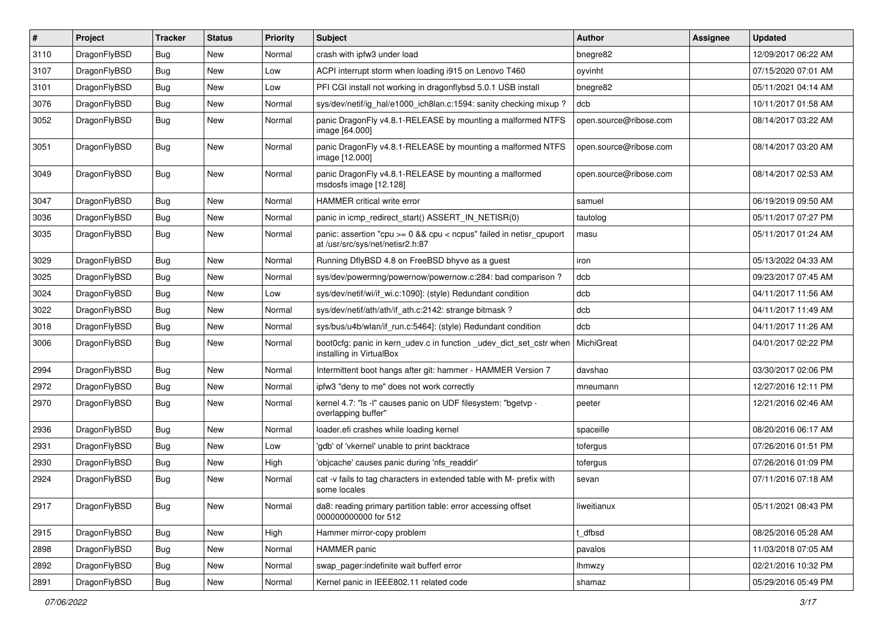| # | Project | Tracker | Status | Priority | Subject | Author | Assignee | Updated |
|---|---|---|---|---|---|---|---|---|
| 3110 | DragonFlyBSD | Bug | New | Normal | crash with ipfw3 under load | bnegre82 | | 12/09/2017 06:22 AM |
| 3107 | DragonFlyBSD | Bug | New | Low | ACPI interrupt storm when loading i915 on Lenovo T460 | oyvinht | | 07/15/2020 07:01 AM |
| 3101 | DragonFlyBSD | Bug | New | Low | PFI CGI install not working in dragonflybsd 5.0.1 USB install | bnegre82 | | 05/11/2021 04:14 AM |
| 3076 | DragonFlyBSD | Bug | New | Normal | sys/dev/netif/ig_hal/e1000_ich8lan.c:1594: sanity checking mixup ? | dcb | | 10/11/2017 01:58 AM |
| 3052 | DragonFlyBSD | Bug | New | Normal | panic DragonFly v4.8.1-RELEASE by mounting a malformed NTFS image [64.000] | open.source@ribose.com | | 08/14/2017 03:22 AM |
| 3051 | DragonFlyBSD | Bug | New | Normal | panic DragonFly v4.8.1-RELEASE by mounting a malformed NTFS image [12.000] | open.source@ribose.com | | 08/14/2017 03:20 AM |
| 3049 | DragonFlyBSD | Bug | New | Normal | panic DragonFly v4.8.1-RELEASE by mounting a malformed msdosfs image [12.128] | open.source@ribose.com | | 08/14/2017 02:53 AM |
| 3047 | DragonFlyBSD | Bug | New | Normal | HAMMER critical write error | samuel | | 06/19/2019 09:50 AM |
| 3036 | DragonFlyBSD | Bug | New | Normal | panic in icmp_redirect_start() ASSERT_IN_NETISR(0) | tautolog | | 05/11/2017 07:27 PM |
| 3035 | DragonFlyBSD | Bug | New | Normal | panic: assertion "cpu >= 0 && cpu < ncpus" failed in netisr_cpuport at /usr/src/sys/net/netisr2.h:87 | masu | | 05/11/2017 01:24 AM |
| 3029 | DragonFlyBSD | Bug | New | Normal | Running DflyBSD 4.8 on FreeBSD bhyve as a guest | iron | | 05/13/2022 04:33 AM |
| 3025 | DragonFlyBSD | Bug | New | Normal | sys/dev/powermng/powernow/powernow.c:284: bad comparison ? | dcb | | 09/23/2017 07:45 AM |
| 3024 | DragonFlyBSD | Bug | New | Low | sys/dev/netif/wi/if_wi.c:1090]: (style) Redundant condition | dcb | | 04/11/2017 11:56 AM |
| 3022 | DragonFlyBSD | Bug | New | Normal | sys/dev/netif/ath/ath/if_ath.c:2142: strange bitmask ? | dcb | | 04/11/2017 11:49 AM |
| 3018 | DragonFlyBSD | Bug | New | Normal | sys/bus/u4b/wlan/if_run.c:5464]: (style) Redundant condition | dcb | | 04/11/2017 11:26 AM |
| 3006 | DragonFlyBSD | Bug | New | Normal | boot0cfg: panic in kern_udev.c in function _udev_dict_set_cstr when installing in VirtualBox | MichiGreat | | 04/01/2017 02:22 PM |
| 2994 | DragonFlyBSD | Bug | New | Normal | Intermittent boot hangs after git: hammer - HAMMER Version 7 | davshao | | 03/30/2017 02:06 PM |
| 2972 | DragonFlyBSD | Bug | New | Normal | ipfw3 "deny to me" does not work correctly | mneumann | | 12/27/2016 12:11 PM |
| 2970 | DragonFlyBSD | Bug | New | Normal | kernel 4.7: "ls -l" causes panic on UDF filesystem: "bgetvp - overlapping buffer" | peeter | | 12/21/2016 02:46 AM |
| 2936 | DragonFlyBSD | Bug | New | Normal | loader.efi crashes while loading kernel | spaceille | | 08/20/2016 06:17 AM |
| 2931 | DragonFlyBSD | Bug | New | Low | 'gdb' of 'vkernel' unable to print backtrace | tofergus | | 07/26/2016 01:51 PM |
| 2930 | DragonFlyBSD | Bug | New | High | 'objcache' causes panic during 'nfs_readdir' | tofergus | | 07/26/2016 01:09 PM |
| 2924 | DragonFlyBSD | Bug | New | Normal | cat -v fails to tag characters in extended table with M- prefix with some locales | sevan | | 07/11/2016 07:18 AM |
| 2917 | DragonFlyBSD | Bug | New | Normal | da8: reading primary partition table: error accessing offset 000000000000 for 512 | liweitianux | | 05/11/2021 08:43 PM |
| 2915 | DragonFlyBSD | Bug | New | High | Hammer mirror-copy problem | t_dfbsd | | 08/25/2016 05:28 AM |
| 2898 | DragonFlyBSD | Bug | New | Normal | HAMMER panic | pavalos | | 11/03/2018 07:05 AM |
| 2892 | DragonFlyBSD | Bug | New | Normal | swap_pager:indefinite wait bufferf error | lhmwzy | | 02/21/2016 10:32 PM |
| 2891 | DragonFlyBSD | Bug | New | Normal | Kernel panic in IEEE802.11 related code | shamaz | | 05/29/2016 05:49 PM |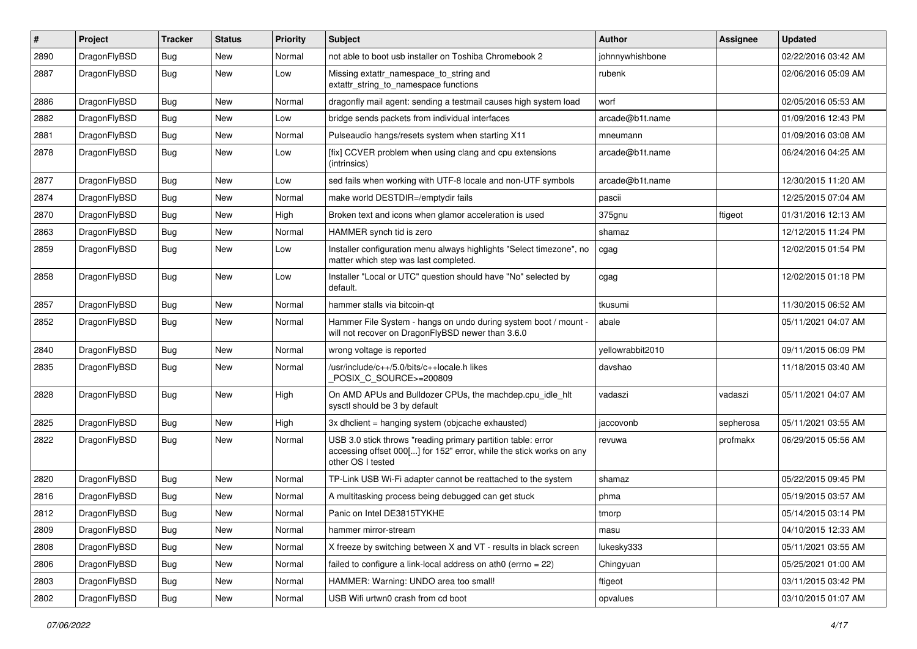| # | Project | Tracker | Status | Priority | Subject | Author | Assignee | Updated |
|---|---|---|---|---|---|---|---|---|
| 2890 | DragonFlyBSD | Bug | New | Normal | not able to boot usb installer on Toshiba Chromebook 2 | johnnywhishbone | | 02/22/2016 03:42 AM |
| 2887 | DragonFlyBSD | Bug | New | Low | Missing extattr_namespace_to_string and extattr_string_to_namespace functions | rubenk | | 02/06/2016 05:09 AM |
| 2886 | DragonFlyBSD | Bug | New | Normal | dragonfly mail agent: sending a testmail causes high system load | worf | | 02/05/2016 05:53 AM |
| 2882 | DragonFlyBSD | Bug | New | Low | bridge sends packets from individual interfaces | arcade@b1t.name | | 01/09/2016 12:43 PM |
| 2881 | DragonFlyBSD | Bug | New | Normal | Pulseaudio hangs/resets system when starting X11 | mneumann | | 01/09/2016 03:08 AM |
| 2878 | DragonFlyBSD | Bug | New | Low | [fix] CCVER problem when using clang and cpu extensions (intrinsics) | arcade@b1t.name | | 06/24/2016 04:25 AM |
| 2877 | DragonFlyBSD | Bug | New | Low | sed fails when working with UTF-8 locale and non-UTF symbols | arcade@b1t.name | | 12/30/2015 11:20 AM |
| 2874 | DragonFlyBSD | Bug | New | Normal | make world DESTDIR=/emptydir fails | pascii | | 12/25/2015 07:04 AM |
| 2870 | DragonFlyBSD | Bug | New | High | Broken text and icons when glamor acceleration is used | 375gnu | ftigeot | 01/31/2016 12:13 AM |
| 2863 | DragonFlyBSD | Bug | New | Normal | HAMMER synch tid is zero | shamaz | | 12/12/2015 11:24 PM |
| 2859 | DragonFlyBSD | Bug | New | Low | Installer configuration menu always highlights "Select timezone", no matter which step was last completed. | cgag | | 12/02/2015 01:54 PM |
| 2858 | DragonFlyBSD | Bug | New | Low | Installer "Local or UTC" question should have "No" selected by default. | cgag | | 12/02/2015 01:18 PM |
| 2857 | DragonFlyBSD | Bug | New | Normal | hammer stalls via bitcoin-qt | tkusumi | | 11/30/2015 06:52 AM |
| 2852 | DragonFlyBSD | Bug | New | Normal | Hammer File System - hangs on undo during system boot / mount - will not recover on DragonFlyBSD newer than 3.6.0 | abale | | 05/11/2021 04:07 AM |
| 2840 | DragonFlyBSD | Bug | New | Normal | wrong voltage is reported | yellowrabbit2010 | | 09/11/2015 06:09 PM |
| 2835 | DragonFlyBSD | Bug | New | Normal | /usr/include/c++/5.0/bits/c++locale.h likes _POSIX_C_SOURCE>=200809 | davshao | | 11/18/2015 03:40 AM |
| 2828 | DragonFlyBSD | Bug | New | High | On AMD APUs and Bulldozer CPUs, the machdep.cpu_idle_hlt sysctl should be 3 by default | vadaszi | vadaszi | 05/11/2021 04:07 AM |
| 2825 | DragonFlyBSD | Bug | New | High | 3x dhclient = hanging system (objcache exhausted) | jaccovonb | sepherosa | 05/11/2021 03:55 AM |
| 2822 | DragonFlyBSD | Bug | New | Normal | USB 3.0 stick throws "reading primary partition table: error accessing offset 000[...] for 152" error, while the stick works on any other OS I tested | revuwa | profmakx | 06/29/2015 05:56 AM |
| 2820 | DragonFlyBSD | Bug | New | Normal | TP-Link USB Wi-Fi adapter cannot be reattached to the system | shamaz | | 05/22/2015 09:45 PM |
| 2816 | DragonFlyBSD | Bug | New | Normal | A multitasking process being debugged can get stuck | phma | | 05/19/2015 03:57 AM |
| 2812 | DragonFlyBSD | Bug | New | Normal | Panic on Intel DE3815TYKHE | tmorp | | 05/14/2015 03:14 PM |
| 2809 | DragonFlyBSD | Bug | New | Normal | hammer mirror-stream | masu | | 04/10/2015 12:33 AM |
| 2808 | DragonFlyBSD | Bug | New | Normal | X freeze by switching between X and VT - results in black screen | lukesky333 | | 05/11/2021 03:55 AM |
| 2806 | DragonFlyBSD | Bug | New | Normal | failed to configure a link-local address on ath0 (errno = 22) | Chingyuan | | 05/25/2021 01:00 AM |
| 2803 | DragonFlyBSD | Bug | New | Normal | HAMMER: Warning: UNDO area too small! | ftigeot | | 03/11/2015 03:42 PM |
| 2802 | DragonFlyBSD | Bug | New | Normal | USB Wifi urtwn0 crash from cd boot | opvalues | | 03/10/2015 01:07 AM |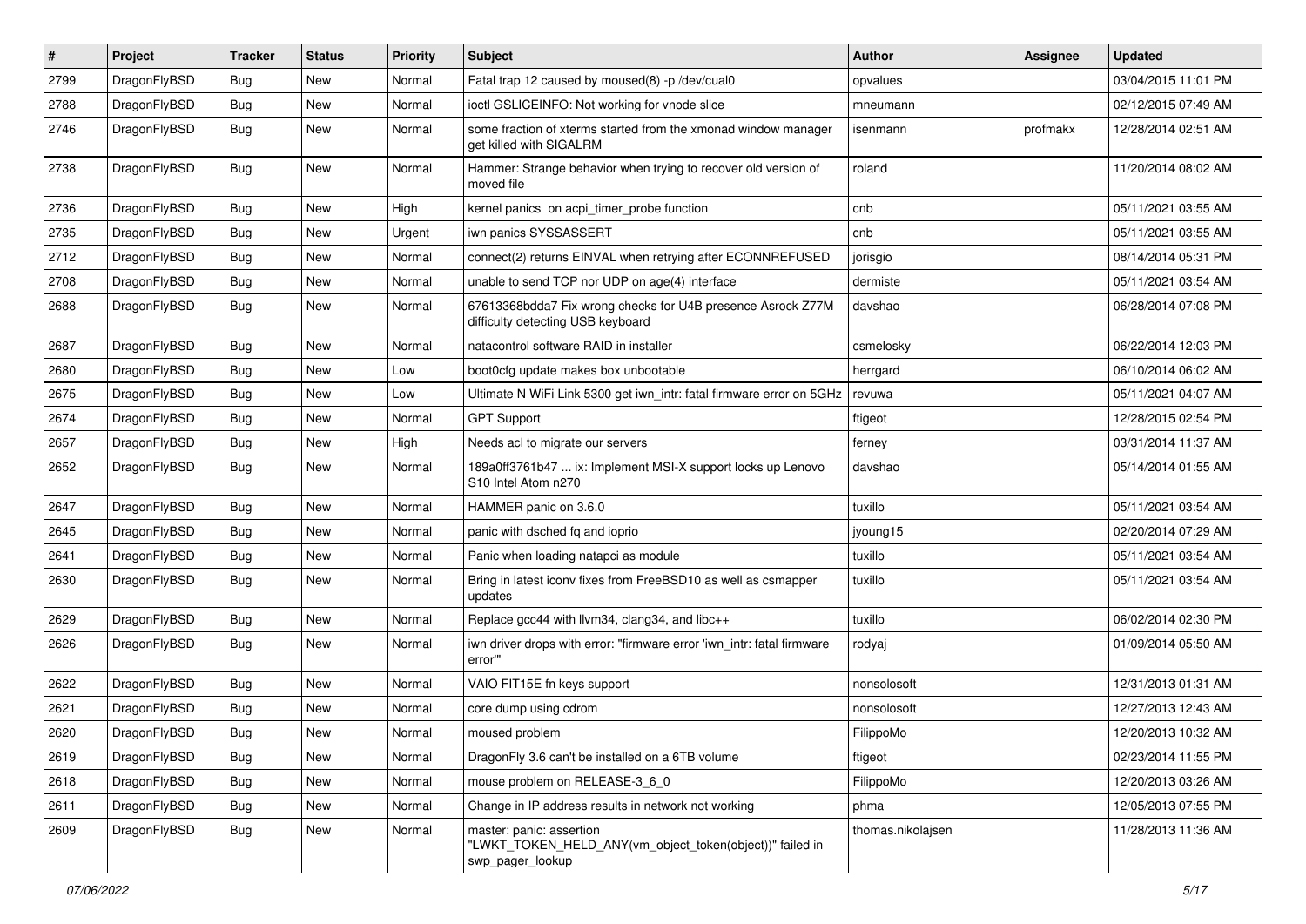| # | Project | Tracker | Status | Priority | Subject | Author | Assignee | Updated |
|---|---|---|---|---|---|---|---|---|
| 2799 | DragonFlyBSD | Bug | New | Normal | Fatal trap 12 caused by moused(8) -p /dev/cual0 | opvalues | | 03/04/2015 11:01 PM |
| 2788 | DragonFlyBSD | Bug | New | Normal | ioctl GSLICEINFO: Not working for vnode slice | mneumann | | 02/12/2015 07:49 AM |
| 2746 | DragonFlyBSD | Bug | New | Normal | some fraction of xterms started from the xmonad window manager get killed with SIGALRM | isenmann | profmakx | 12/28/2014 02:51 AM |
| 2738 | DragonFlyBSD | Bug | New | Normal | Hammer: Strange behavior when trying to recover old version of moved file | roland | | 11/20/2014 08:02 AM |
| 2736 | DragonFlyBSD | Bug | New | High | kernel panics on acpi_timer_probe function | cnb | | 05/11/2021 03:55 AM |
| 2735 | DragonFlyBSD | Bug | New | Urgent | iwn panics SYSSASSERT | cnb | | 05/11/2021 03:55 AM |
| 2712 | DragonFlyBSD | Bug | New | Normal | connect(2) returns EINVAL when retrying after ECONNREFUSED | jorisgio | | 08/14/2014 05:31 PM |
| 2708 | DragonFlyBSD | Bug | New | Normal | unable to send TCP nor UDP on age(4) interface | dermiste | | 05/11/2021 03:54 AM |
| 2688 | DragonFlyBSD | Bug | New | Normal | 67613368bdda7 Fix wrong checks for U4B presence Asrock Z77M difficulty detecting USB keyboard | davshao | | 06/28/2014 07:08 PM |
| 2687 | DragonFlyBSD | Bug | New | Normal | natacontrol software RAID in installer | csmelosky | | 06/22/2014 12:03 PM |
| 2680 | DragonFlyBSD | Bug | New | Low | boot0cfg update makes box unbootable | herrgard | | 06/10/2014 06:02 AM |
| 2675 | DragonFlyBSD | Bug | New | Low | Ultimate N WiFi Link 5300 get iwn_intr: fatal firmware error on 5GHz | revuwa | | 05/11/2021 04:07 AM |
| 2674 | DragonFlyBSD | Bug | New | Normal | GPT Support | ftigeot | | 12/28/2015 02:54 PM |
| 2657 | DragonFlyBSD | Bug | New | High | Needs acl to migrate our servers | ferney | | 03/31/2014 11:37 AM |
| 2652 | DragonFlyBSD | Bug | New | Normal | 189a0ff3761b47 ... ix: Implement MSI-X support locks up Lenovo S10 Intel Atom n270 | davshao | | 05/14/2014 01:55 AM |
| 2647 | DragonFlyBSD | Bug | New | Normal | HAMMER panic on 3.6.0 | tuxillo | | 05/11/2021 03:54 AM |
| 2645 | DragonFlyBSD | Bug | New | Normal | panic with dsched fq and ioprio | jyoung15 | | 02/20/2014 07:29 AM |
| 2641 | DragonFlyBSD | Bug | New | Normal | Panic when loading natapci as module | tuxillo | | 05/11/2021 03:54 AM |
| 2630 | DragonFlyBSD | Bug | New | Normal | Bring in latest iconv fixes from FreeBSD10 as well as csmapper updates | tuxillo | | 05/11/2021 03:54 AM |
| 2629 | DragonFlyBSD | Bug | New | Normal | Replace gcc44 with llvm34, clang34, and libc++ | tuxillo | | 06/02/2014 02:30 PM |
| 2626 | DragonFlyBSD | Bug | New | Normal | iwn driver drops with error: "firmware error 'iwn_intr: fatal firmware error'" | rodyaj | | 01/09/2014 05:50 AM |
| 2622 | DragonFlyBSD | Bug | New | Normal | VAIO FIT15E fn keys support | nonsolosoft | | 12/31/2013 01:31 AM |
| 2621 | DragonFlyBSD | Bug | New | Normal | core dump using cdrom | nonsolosoft | | 12/27/2013 12:43 AM |
| 2620 | DragonFlyBSD | Bug | New | Normal | moused problem | FilippoMo | | 12/20/2013 10:32 AM |
| 2619 | DragonFlyBSD | Bug | New | Normal | DragonFly 3.6 can't be installed on a 6TB volume | ftigeot | | 02/23/2014 11:55 PM |
| 2618 | DragonFlyBSD | Bug | New | Normal | mouse problem on RELEASE-3_6_0 | FilippoMo | | 12/20/2013 03:26 AM |
| 2611 | DragonFlyBSD | Bug | New | Normal | Change in IP address results in network not working | phma | | 12/05/2013 07:55 PM |
| 2609 | DragonFlyBSD | Bug | New | Normal | master: panic: assertion "LWKT_TOKEN_HELD_ANY(vm_object_token(object))" failed in swp_pager_lookup | thomas.nikolajsen | | 11/28/2013 11:36 AM |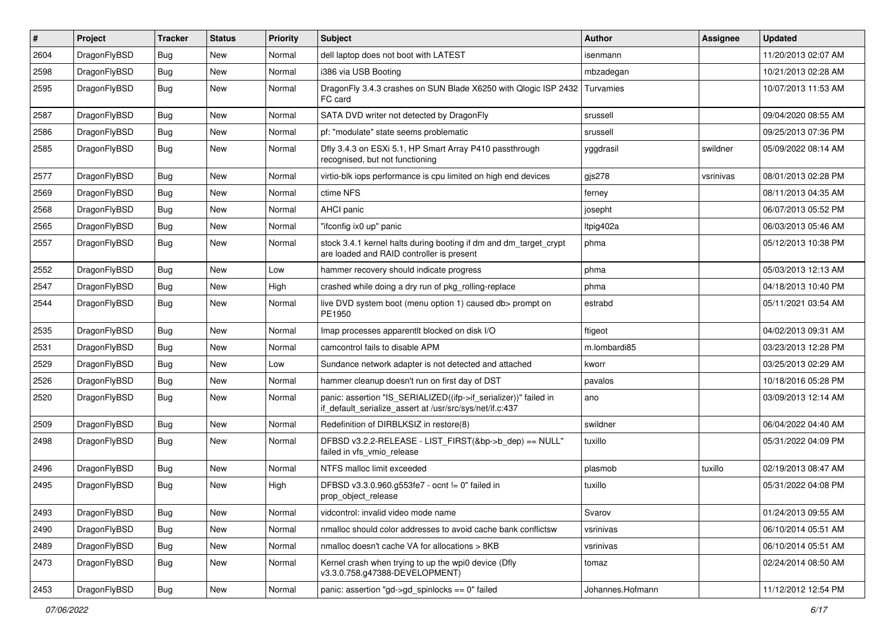| # | Project | Tracker | Status | Priority | Subject | Author | Assignee | Updated |
|---|---|---|---|---|---|---|---|---|
| 2604 | DragonFlyBSD | Bug | New | Normal | dell laptop does not boot with LATEST | isenmann | | 11/20/2013 02:07 AM |
| 2598 | DragonFlyBSD | Bug | New | Normal | i386 via USB Booting | mbzadegan | | 10/21/2013 02:28 AM |
| 2595 | DragonFlyBSD | Bug | New | Normal | DragonFly 3.4.3 crashes on SUN Blade X6250 with Qlogic ISP 2432 FC card | Turvamies | | 10/07/2013 11:53 AM |
| 2587 | DragonFlyBSD | Bug | New | Normal | SATA DVD writer not detected by DragonFly | srussell | | 09/04/2020 08:55 AM |
| 2586 | DragonFlyBSD | Bug | New | Normal | pf: "modulate" state seems problematic | srussell | | 09/25/2013 07:36 PM |
| 2585 | DragonFlyBSD | Bug | New | Normal | Dfly 3.4.3 on ESXi 5.1, HP Smart Array P410 passthrough recognised, but not functioning | yggdrasil | swildner | 05/09/2022 08:14 AM |
| 2577 | DragonFlyBSD | Bug | New | Normal | virtio-blk iops performance is cpu limited on high end devices | gjs278 | vsrinivas | 08/01/2013 02:28 PM |
| 2569 | DragonFlyBSD | Bug | New | Normal | ctime NFS | ferney | | 08/11/2013 04:35 AM |
| 2568 | DragonFlyBSD | Bug | New | Normal | AHCI panic | josepht | | 06/07/2013 05:52 PM |
| 2565 | DragonFlyBSD | Bug | New | Normal | "ifconfig ix0 up" panic | ltpig402a | | 06/03/2013 05:46 AM |
| 2557 | DragonFlyBSD | Bug | New | Normal | stock 3.4.1 kernel halts during booting if dm and dm_target_crypt are loaded and RAID controller is present | phma | | 05/12/2013 10:38 PM |
| 2552 | DragonFlyBSD | Bug | New | Low | hammer recovery should indicate progress | phma | | 05/03/2013 12:13 AM |
| 2547 | DragonFlyBSD | Bug | New | High | crashed while doing a dry run of pkg_rolling-replace | phma | | 04/18/2013 10:40 PM |
| 2544 | DragonFlyBSD | Bug | New | Normal | live DVD system boot (menu option 1) caused db> prompt on PE1950 | estrabd | | 05/11/2021 03:54 AM |
| 2535 | DragonFlyBSD | Bug | New | Normal | Imap processes apparentlt blocked on disk I/O | ftigeot | | 04/02/2013 09:31 AM |
| 2531 | DragonFlyBSD | Bug | New | Normal | camcontrol fails to disable APM | m.lombardi85 | | 03/23/2013 12:28 PM |
| 2529 | DragonFlyBSD | Bug | New | Low | Sundance network adapter is not detected and attached | kworr | | 03/25/2013 02:29 AM |
| 2526 | DragonFlyBSD | Bug | New | Normal | hammer cleanup doesn't run on first day of DST | pavalos | | 10/18/2016 05:28 PM |
| 2520 | DragonFlyBSD | Bug | New | Normal | panic: assertion "IS_SERIALIZED((ifp->if_serializer))" failed in if_default_serialize_assert at /usr/src/sys/net/if.c:437 | ano | | 03/09/2013 12:14 AM |
| 2509 | DragonFlyBSD | Bug | New | Normal | Redefinition of DIRBLKSIZ in restore(8) | swildner | | 06/04/2022 04:40 AM |
| 2498 | DragonFlyBSD | Bug | New | Normal | DFBSD v3.2.2-RELEASE - LIST_FIRST(&bp->b_dep) == NULL" failed in vfs_vmio_release | tuxillo | | 05/31/2022 04:09 PM |
| 2496 | DragonFlyBSD | Bug | New | Normal | NTFS malloc limit exceeded | plasmob | tuxillo | 02/19/2013 08:47 AM |
| 2495 | DragonFlyBSD | Bug | New | High | DFBSD v3.3.0.960.g553fe7 - ocnt != 0" failed in prop_object_release | tuxillo | | 05/31/2022 04:08 PM |
| 2493 | DragonFlyBSD | Bug | New | Normal | vidcontrol: invalid video mode name | Svarov | | 01/24/2013 09:55 AM |
| 2490 | DragonFlyBSD | Bug | New | Normal | nmalloc should color addresses to avoid cache bank conflictsw | vsrinivas | | 06/10/2014 05:51 AM |
| 2489 | DragonFlyBSD | Bug | New | Normal | nmalloc doesn't cache VA for allocations > 8KB | vsrinivas | | 06/10/2014 05:51 AM |
| 2473 | DragonFlyBSD | Bug | New | Normal | Kernel crash when trying to up the wpi0 device (Dfly v3.3.0.758.g47388-DEVELOPMENT) | tomaz | | 02/24/2014 08:50 AM |
| 2453 | DragonFlyBSD | Bug | New | Normal | panic: assertion "gd->gd_spinlocks == 0" failed | Johannes.Hofmann | | 11/12/2012 12:54 PM |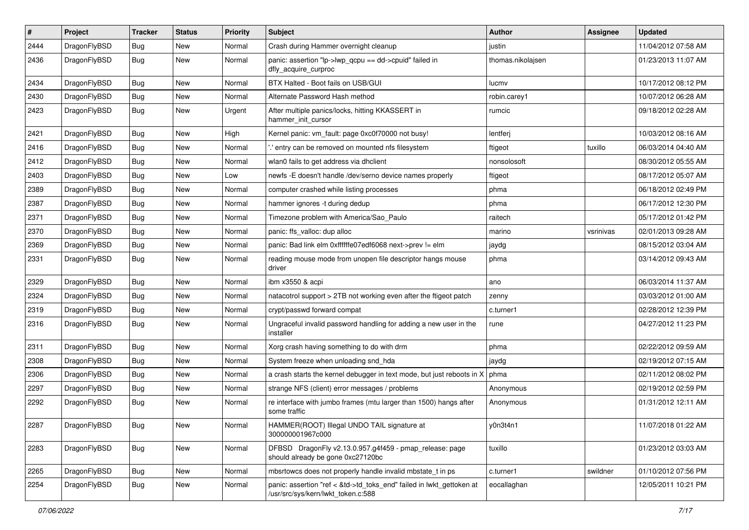| # | Project | Tracker | Status | Priority | Subject | Author | Assignee | Updated |
|---|---|---|---|---|---|---|---|---|
| 2444 | DragonFlyBSD | Bug | New | Normal | Crash during Hammer overnight cleanup | justin | | 11/04/2012 07:58 AM |
| 2436 | DragonFlyBSD | Bug | New | Normal | panic: assertion "lp->lwp_qcpu == dd->cpuid" failed in dfly_acquire_curproc | thomas.nikolajsen | | 01/23/2013 11:07 AM |
| 2434 | DragonFlyBSD | Bug | New | Normal | BTX Halted - Boot fails on USB/GUI | lucmv | | 10/17/2012 08:12 PM |
| 2430 | DragonFlyBSD | Bug | New | Normal | Alternate Password Hash method | robin.carey1 | | 10/07/2012 06:28 AM |
| 2423 | DragonFlyBSD | Bug | New | Urgent | After multiple panics/locks, hitting KKASSERT in hammer_init_cursor | rumcic | | 09/18/2012 02:28 AM |
| 2421 | DragonFlyBSD | Bug | New | High | Kernel panic: vm_fault: page 0xc0f70000 not busy! | lentferj | | 10/03/2012 08:16 AM |
| 2416 | DragonFlyBSD | Bug | New | Normal | '.' entry can be removed on mounted nfs filesystem | ftigeot | tuxillo | 06/03/2014 04:40 AM |
| 2412 | DragonFlyBSD | Bug | New | Normal | wlan0 fails to get address via dhclient | nonsolosoft | | 08/30/2012 05:55 AM |
| 2403 | DragonFlyBSD | Bug | New | Low | newfs -E doesn't handle /dev/serno device names properly | ftigeot | | 08/17/2012 05:07 AM |
| 2389 | DragonFlyBSD | Bug | New | Normal | computer crashed while listing processes | phma | | 06/18/2012 02:49 PM |
| 2387 | DragonFlyBSD | Bug | New | Normal | hammer ignores -t during dedup | phma | | 06/17/2012 12:30 PM |
| 2371 | DragonFlyBSD | Bug | New | Normal | Timezone problem with America/Sao_Paulo | raitech | | 05/17/2012 01:42 PM |
| 2370 | DragonFlyBSD | Bug | New | Normal | panic: ffs_valloc: dup alloc | marino | vsrinivas | 02/01/2013 09:28 AM |
| 2369 | DragonFlyBSD | Bug | New | Normal | panic: Bad link elm 0xffffffe07edf6068 next->prev != elm | jaydg | | 08/15/2012 03:04 AM |
| 2331 | DragonFlyBSD | Bug | New | Normal | reading mouse mode from unopen file descriptor hangs mouse driver | phma | | 03/14/2012 09:43 AM |
| 2329 | DragonFlyBSD | Bug | New | Normal | ibm x3550 & acpi | ano | | 06/03/2014 11:37 AM |
| 2324 | DragonFlyBSD | Bug | New | Normal | natacotrol support > 2TB not working even after the ftigeot patch | zenny | | 03/03/2012 01:00 AM |
| 2319 | DragonFlyBSD | Bug | New | Normal | crypt/passwd forward compat | c.turner1 | | 02/28/2012 12:39 PM |
| 2316 | DragonFlyBSD | Bug | New | Normal | Ungraceful invalid password handling for adding a new user in the installer | rune | | 04/27/2012 11:23 PM |
| 2311 | DragonFlyBSD | Bug | New | Normal | Xorg crash having something to do with drm | phma | | 02/22/2012 09:59 AM |
| 2308 | DragonFlyBSD | Bug | New | Normal | System freeze when unloading snd_hda | jaydg | | 02/19/2012 07:15 AM |
| 2306 | DragonFlyBSD | Bug | New | Normal | a crash starts the kernel debugger in text mode, but just reboots in X | phma | | 02/11/2012 08:02 PM |
| 2297 | DragonFlyBSD | Bug | New | Normal | strange NFS (client) error messages / problems | Anonymous | | 02/19/2012 02:59 PM |
| 2292 | DragonFlyBSD | Bug | New | Normal | re interface with jumbo frames (mtu larger than 1500) hangs after some traffic | Anonymous | | 01/31/2012 12:11 AM |
| 2287 | DragonFlyBSD | Bug | New | Normal | HAMMER(ROOT) Illegal UNDO TAIL signature at 300000001967c000 | y0n3t4n1 | | 11/07/2018 01:22 AM |
| 2283 | DragonFlyBSD | Bug | New | Normal | DFBSD DragonFly v2.13.0.957.g4f459 - pmap_release: page should already be gone 0xc27120bc | tuxillo | | 01/23/2012 03:03 AM |
| 2265 | DragonFlyBSD | Bug | New | Normal | mbsrtowcs does not properly handle invalid mbstate_t in ps | c.turner1 | swildner | 01/10/2012 07:56 PM |
| 2254 | DragonFlyBSD | Bug | New | Normal | panic: assertion "ref < &td->td_toks_end" failed in lwkt_gettoken at /usr/src/sys/kern/lwkt_token.c:588 | eocallaghan | | 12/05/2011 10:21 PM |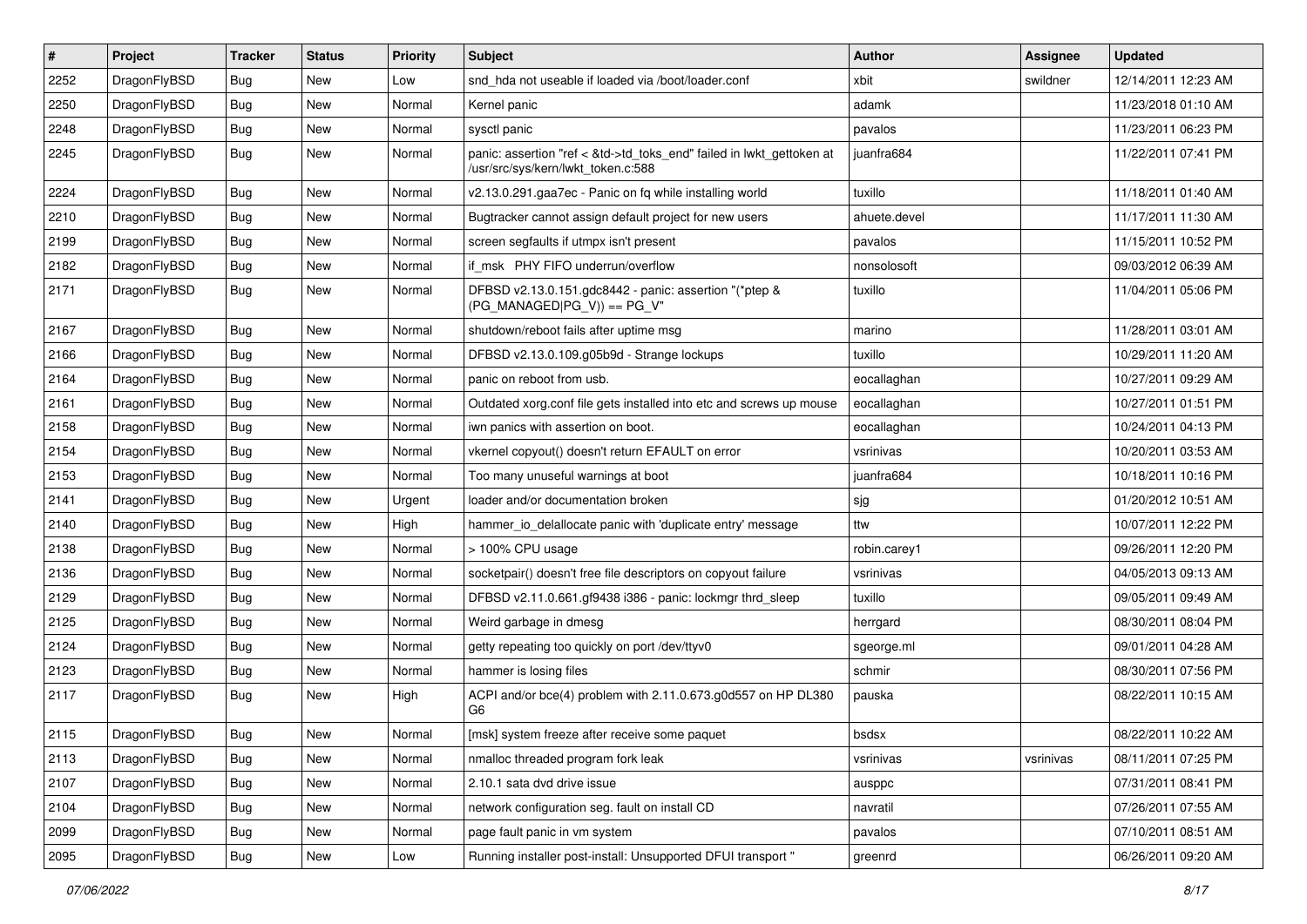| # | Project | Tracker | Status | Priority | Subject | Author | Assignee | Updated |
|---|---|---|---|---|---|---|---|---|
| 2252 | DragonFlyBSD | Bug | New | Low | snd_hda not useable if loaded via /boot/loader.conf | xbit | swildner | 12/14/2011 12:23 AM |
| 2250 | DragonFlyBSD | Bug | New | Normal | Kernel panic | adamk | | 11/23/2018 01:10 AM |
| 2248 | DragonFlyBSD | Bug | New | Normal | sysctl panic | pavalos | | 11/23/2011 06:23 PM |
| 2245 | DragonFlyBSD | Bug | New | Normal | panic: assertion "ref < &td->td_toks_end" failed in lwkt_gettoken at /usr/src/sys/kern/lwkt_token.c:588 | juanfra684 | | 11/22/2011 07:41 PM |
| 2224 | DragonFlyBSD | Bug | New | Normal | v2.13.0.291.gaa7ec - Panic on fq while installing world | tuxillo | | 11/18/2011 01:40 AM |
| 2210 | DragonFlyBSD | Bug | New | Normal | Bugtracker cannot assign default project for new users | ahuete.devel | | 11/17/2011 11:30 AM |
| 2199 | DragonFlyBSD | Bug | New | Normal | screen segfaults if utmpx isn't present | pavalos | | 11/15/2011 10:52 PM |
| 2182 | DragonFlyBSD | Bug | New | Normal | if_msk PHY FIFO underrun/overflow | nonsolosoft | | 09/03/2012 06:39 AM |
| 2171 | DragonFlyBSD | Bug | New | Normal | DFBSD v2.13.0.151.gdc8442 - panic: assertion "(*ptep & (PG_MANAGED\|PG_V)) == PG_V" | tuxillo | | 11/04/2011 05:06 PM |
| 2167 | DragonFlyBSD | Bug | New | Normal | shutdown/reboot fails after uptime msg | marino | | 11/28/2011 03:01 AM |
| 2166 | DragonFlyBSD | Bug | New | Normal | DFBSD v2.13.0.109.g05b9d - Strange lockups | tuxillo | | 10/29/2011 11:20 AM |
| 2164 | DragonFlyBSD | Bug | New | Normal | panic on reboot from usb. | eocallaghan | | 10/27/2011 09:29 AM |
| 2161 | DragonFlyBSD | Bug | New | Normal | Outdated xorg.conf file gets installed into etc and screws up mouse | eocallaghan | | 10/27/2011 01:51 PM |
| 2158 | DragonFlyBSD | Bug | New | Normal | iwn panics with assertion on boot. | eocallaghan | | 10/24/2011 04:13 PM |
| 2154 | DragonFlyBSD | Bug | New | Normal | vkernel copyout() doesn't return EFAULT on error | vsrinivas | | 10/20/2011 03:53 AM |
| 2153 | DragonFlyBSD | Bug | New | Normal | Too many unuseful warnings at boot | juanfra684 | | 10/18/2011 10:16 PM |
| 2141 | DragonFlyBSD | Bug | New | Urgent | loader and/or documentation broken | sjg | | 01/20/2012 10:51 AM |
| 2140 | DragonFlyBSD | Bug | New | High | hammer_io_delallocate panic with 'duplicate entry' message | ttw | | 10/07/2011 12:22 PM |
| 2138 | DragonFlyBSD | Bug | New | Normal | > 100% CPU usage | robin.carey1 | | 09/26/2011 12:20 PM |
| 2136 | DragonFlyBSD | Bug | New | Normal | socketpair() doesn't free file descriptors on copyout failure | vsrinivas | | 04/05/2013 09:13 AM |
| 2129 | DragonFlyBSD | Bug | New | Normal | DFBSD v2.11.0.661.gf9438 i386 - panic: lockmgr thrd_sleep | tuxillo | | 09/05/2011 09:49 AM |
| 2125 | DragonFlyBSD | Bug | New | Normal | Weird garbage in dmesg | herrgard | | 08/30/2011 08:04 PM |
| 2124 | DragonFlyBSD | Bug | New | Normal | getty repeating too quickly on port /dev/ttyv0 | sgeorge.ml | | 09/01/2011 04:28 AM |
| 2123 | DragonFlyBSD | Bug | New | Normal | hammer is losing files | schmir | | 08/30/2011 07:56 PM |
| 2117 | DragonFlyBSD | Bug | New | High | ACPI and/or bce(4) problem with 2.11.0.673.g0d557 on HP DL380 G6 | pauska | | 08/22/2011 10:15 AM |
| 2115 | DragonFlyBSD | Bug | New | Normal | [msk] system freeze after receive some paquet | bsdsx | | 08/22/2011 10:22 AM |
| 2113 | DragonFlyBSD | Bug | New | Normal | nmalloc threaded program fork leak | vsrinivas | vsrinivas | 08/11/2011 07:25 PM |
| 2107 | DragonFlyBSD | Bug | New | Normal | 2.10.1 sata dvd drive issue | ausppc | | 07/31/2011 08:41 PM |
| 2104 | DragonFlyBSD | Bug | New | Normal | network configuration seg. fault on install CD | navratil | | 07/26/2011 07:55 AM |
| 2099 | DragonFlyBSD | Bug | New | Normal | page fault panic in vm system | pavalos | | 07/10/2011 08:51 AM |
| 2095 | DragonFlyBSD | Bug | New | Low | Running installer post-install: Unsupported DFUI transport " | greenrd | | 06/26/2011 09:20 AM |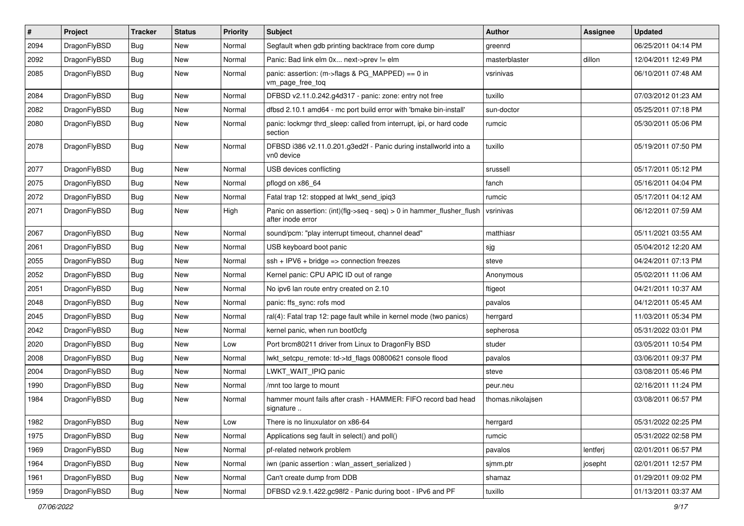| # | Project | Tracker | Status | Priority | Subject | Author | Assignee | Updated |
|---|---|---|---|---|---|---|---|---|
| 2094 | DragonFlyBSD | Bug | New | Normal | Segfault when gdb printing backtrace from core dump | greenrd | | 06/25/2011 04:14 PM |
| 2092 | DragonFlyBSD | Bug | New | Normal | Panic: Bad link elm 0x... next->prev != elm | masterblaster | dillon | 12/04/2011 12:49 PM |
| 2085 | DragonFlyBSD | Bug | New | Normal | panic: assertion: (m->flags & PG_MAPPED) == 0 in vm_page_free_toq | vsrinivas | | 06/10/2011 07:48 AM |
| 2084 | DragonFlyBSD | Bug | New | Normal | DFBSD v2.11.0.242.g4d317 - panic: zone: entry not free | tuxillo | | 07/03/2012 01:23 AM |
| 2082 | DragonFlyBSD | Bug | New | Normal | dfbsd 2.10.1 amd64 - mc port build error with 'bmake bin-install' | sun-doctor | | 05/25/2011 07:18 PM |
| 2080 | DragonFlyBSD | Bug | New | Normal | panic: lockmgr thrd_sleep: called from interrupt, ipi, or hard code section | rumcic | | 05/30/2011 05:06 PM |
| 2078 | DragonFlyBSD | Bug | New | Normal | DFBSD i386 v2.11.0.201.g3ed2f - Panic during installworld into a vn0 device | tuxillo | | 05/19/2011 07:50 PM |
| 2077 | DragonFlyBSD | Bug | New | Normal | USB devices conflicting | srussell | | 05/17/2011 05:12 PM |
| 2075 | DragonFlyBSD | Bug | New | Normal | pflogd on x86_64 | fanch | | 05/16/2011 04:04 PM |
| 2072 | DragonFlyBSD | Bug | New | Normal | Fatal trap 12: stopped at lwkt_send_ipiq3 | rumcic | | 05/17/2011 04:12 AM |
| 2071 | DragonFlyBSD | Bug | New | High | Panic on assertion: (int)(flg->seq - seq) > 0 in hammer_flusher_flush after inode error | vsrinivas | | 06/12/2011 07:59 AM |
| 2067 | DragonFlyBSD | Bug | New | Normal | sound/pcm: "play interrupt timeout, channel dead" | matthiasr | | 05/11/2021 03:55 AM |
| 2061 | DragonFlyBSD | Bug | New | Normal | USB keyboard boot panic | sjg | | 05/04/2012 12:20 AM |
| 2055 | DragonFlyBSD | Bug | New | Normal | ssh + IPV6 + bridge => connection freezes | steve | | 04/24/2011 07:13 PM |
| 2052 | DragonFlyBSD | Bug | New | Normal | Kernel panic: CPU APIC ID out of range | Anonymous | | 05/02/2011 11:06 AM |
| 2051 | DragonFlyBSD | Bug | New | Normal | No ipv6 lan route entry created on 2.10 | ftigeot | | 04/21/2011 10:37 AM |
| 2048 | DragonFlyBSD | Bug | New | Normal | panic: ffs_sync: rofs mod | pavalos | | 04/12/2011 05:45 AM |
| 2045 | DragonFlyBSD | Bug | New | Normal | ral(4): Fatal trap 12: page fault while in kernel mode (two panics) | herrgard | | 11/03/2011 05:34 PM |
| 2042 | DragonFlyBSD | Bug | New | Normal | kernel panic, when run boot0cfg | sepherosa | | 05/31/2022 03:01 PM |
| 2020 | DragonFlyBSD | Bug | New | Low | Port brcm80211 driver from Linux to DragonFly BSD | studer | | 03/05/2011 10:54 PM |
| 2008 | DragonFlyBSD | Bug | New | Normal | lwkt_setcpu_remote: td->td_flags 00800621 console flood | pavalos | | 03/06/2011 09:37 PM |
| 2004 | DragonFlyBSD | Bug | New | Normal | LWKT_WAIT_IPIQ panic | steve | | 03/08/2011 05:46 PM |
| 1990 | DragonFlyBSD | Bug | New | Normal | /mnt too large to mount | peur.neu | | 02/16/2011 11:24 PM |
| 1984 | DragonFlyBSD | Bug | New | Normal | hammer mount fails after crash - HAMMER: FIFO record bad head signature .. | thomas.nikolajsen | | 03/08/2011 06:57 PM |
| 1982 | DragonFlyBSD | Bug | New | Low | There is no linuxulator on x86-64 | herrgard | | 05/31/2022 02:25 PM |
| 1975 | DragonFlyBSD | Bug | New | Normal | Applications seg fault in select() and poll() | rumcic | | 05/31/2022 02:58 PM |
| 1969 | DragonFlyBSD | Bug | New | Normal | pf-related network problem | pavalos | lentferj | 02/01/2011 06:57 PM |
| 1964 | DragonFlyBSD | Bug | New | Normal | iwn (panic assertion : wlan_assert_serialized ) | sjmm.ptr | josepht | 02/01/2011 12:57 PM |
| 1961 | DragonFlyBSD | Bug | New | Normal | Can't create dump from DDB | shamaz | | 01/29/2011 09:02 PM |
| 1959 | DragonFlyBSD | Bug | New | Normal | DFBSD v2.9.1.422.gc98f2 - Panic during boot - IPv6 and PF | tuxillo | | 01/13/2011 03:37 AM |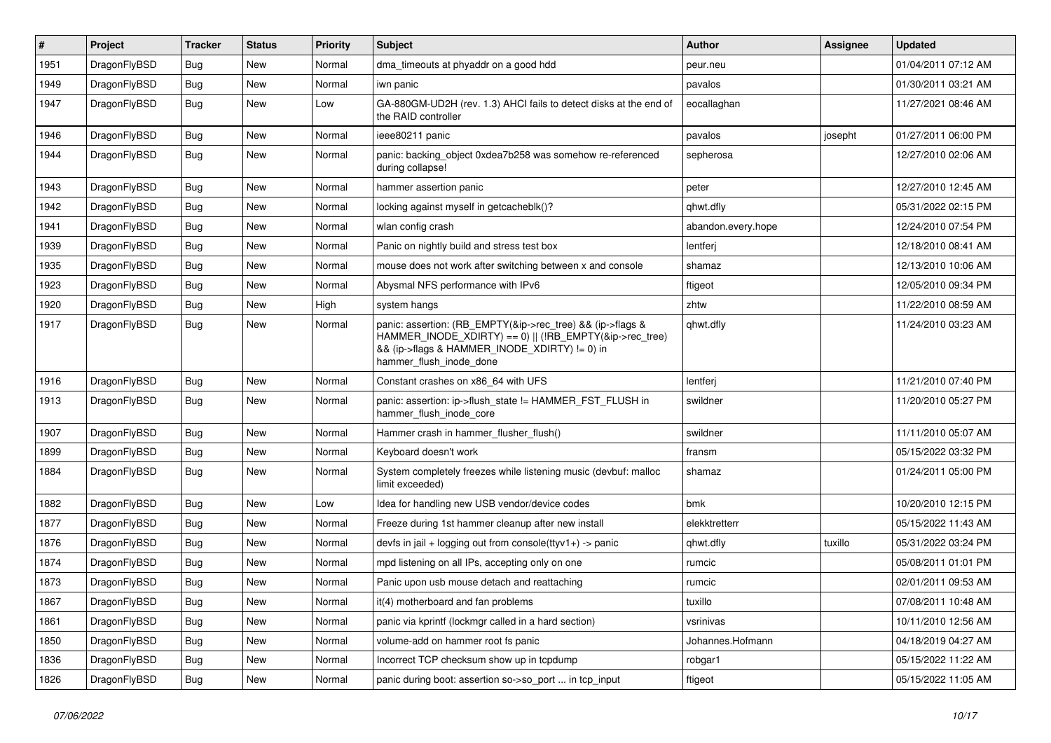| # | Project | Tracker | Status | Priority | Subject | Author | Assignee | Updated |
|---|---|---|---|---|---|---|---|---|
| 1951 | DragonFlyBSD | Bug | New | Normal | dma_timeouts at phyaddr on a good hdd | peur.neu | | 01/04/2011 07:12 AM |
| 1949 | DragonFlyBSD | Bug | New | Normal | iwn panic | pavalos | | 01/30/2011 03:21 AM |
| 1947 | DragonFlyBSD | Bug | New | Low | GA-880GM-UD2H (rev. 1.3) AHCI fails to detect disks at the end of the RAID controller | eocallaghan | | 11/27/2021 08:46 AM |
| 1946 | DragonFlyBSD | Bug | New | Normal | ieee80211 panic | pavalos | josepht | 01/27/2011 06:00 PM |
| 1944 | DragonFlyBSD | Bug | New | Normal | panic: backing_object 0xdea7b258 was somehow re-referenced during collapse! | sepherosa | | 12/27/2010 02:06 AM |
| 1943 | DragonFlyBSD | Bug | New | Normal | hammer assertion panic | peter | | 12/27/2010 12:45 AM |
| 1942 | DragonFlyBSD | Bug | New | Normal | locking against myself in getcacheblk()? | qhwt.dfly | | 05/31/2022 02:15 PM |
| 1941 | DragonFlyBSD | Bug | New | Normal | wlan config crash | abandon.every.hope | | 12/24/2010 07:54 PM |
| 1939 | DragonFlyBSD | Bug | New | Normal | Panic on nightly build and stress test box | lentferj | | 12/18/2010 08:41 AM |
| 1935 | DragonFlyBSD | Bug | New | Normal | mouse does not work after switching between x and console | shamaz | | 12/13/2010 10:06 AM |
| 1923 | DragonFlyBSD | Bug | New | Normal | Abysmal NFS performance with IPv6 | ftigeot | | 12/05/2010 09:34 PM |
| 1920 | DragonFlyBSD | Bug | New | High | system hangs | zhtw | | 11/22/2010 08:59 AM |
| 1917 | DragonFlyBSD | Bug | New | Normal | panic: assertion: (RB_EMPTY(&ip->rec_tree) && (ip->flags & HAMMER_INODE_XDIRTY) == 0) \|\| (!RB_EMPTY(&ip->rec_tree) && (ip->flags & HAMMER_INODE_XDIRTY) != 0) in hammer_flush_inode_done | qhwt.dfly | | 11/24/2010 03:23 AM |
| 1916 | DragonFlyBSD | Bug | New | Normal | Constant crashes on x86_64 with UFS | lentferj | | 11/21/2010 07:40 PM |
| 1913 | DragonFlyBSD | Bug | New | Normal | panic: assertion: ip->flush_state != HAMMER_FST_FLUSH in hammer_flush_inode_core | swildner | | 11/20/2010 05:27 PM |
| 1907 | DragonFlyBSD | Bug | New | Normal | Hammer crash in hammer_flusher_flush() | swildner | | 11/11/2010 05:07 AM |
| 1899 | DragonFlyBSD | Bug | New | Normal | Keyboard doesn't work | fransm | | 05/15/2022 03:32 PM |
| 1884 | DragonFlyBSD | Bug | New | Normal | System completely freezes while listening music (devbuf: malloc limit exceeded) | shamaz | | 01/24/2011 05:00 PM |
| 1882 | DragonFlyBSD | Bug | New | Low | Idea for handling new USB vendor/device codes | bmk | | 10/20/2010 12:15 PM |
| 1877 | DragonFlyBSD | Bug | New | Normal | Freeze during 1st hammer cleanup after new install | elekktretterr | | 05/15/2022 11:43 AM |
| 1876 | DragonFlyBSD | Bug | New | Normal | devfs in jail + logging out from console(ttyv1+) -> panic | qhwt.dfly | tuxillo | 05/31/2022 03:24 PM |
| 1874 | DragonFlyBSD | Bug | New | Normal | mpd listening on all IPs, accepting only on one | rumcic | | 05/08/2011 01:01 PM |
| 1873 | DragonFlyBSD | Bug | New | Normal | Panic upon usb mouse detach and reattaching | rumcic | | 02/01/2011 09:53 AM |
| 1867 | DragonFlyBSD | Bug | New | Normal | it(4) motherboard and fan problems | tuxillo | | 07/08/2011 10:48 AM |
| 1861 | DragonFlyBSD | Bug | New | Normal | panic via kprintf (lockmgr called in a hard section) | vsrinivas | | 10/11/2010 12:56 AM |
| 1850 | DragonFlyBSD | Bug | New | Normal | volume-add on hammer root fs panic | Johannes.Hofmann | | 04/18/2019 04:27 AM |
| 1836 | DragonFlyBSD | Bug | New | Normal | Incorrect TCP checksum show up in tcpdump | robgar1 | | 05/15/2022 11:22 AM |
| 1826 | DragonFlyBSD | Bug | New | Normal | panic during boot: assertion so->so_port ... in tcp_input | ftigeot | | 05/15/2022 11:05 AM |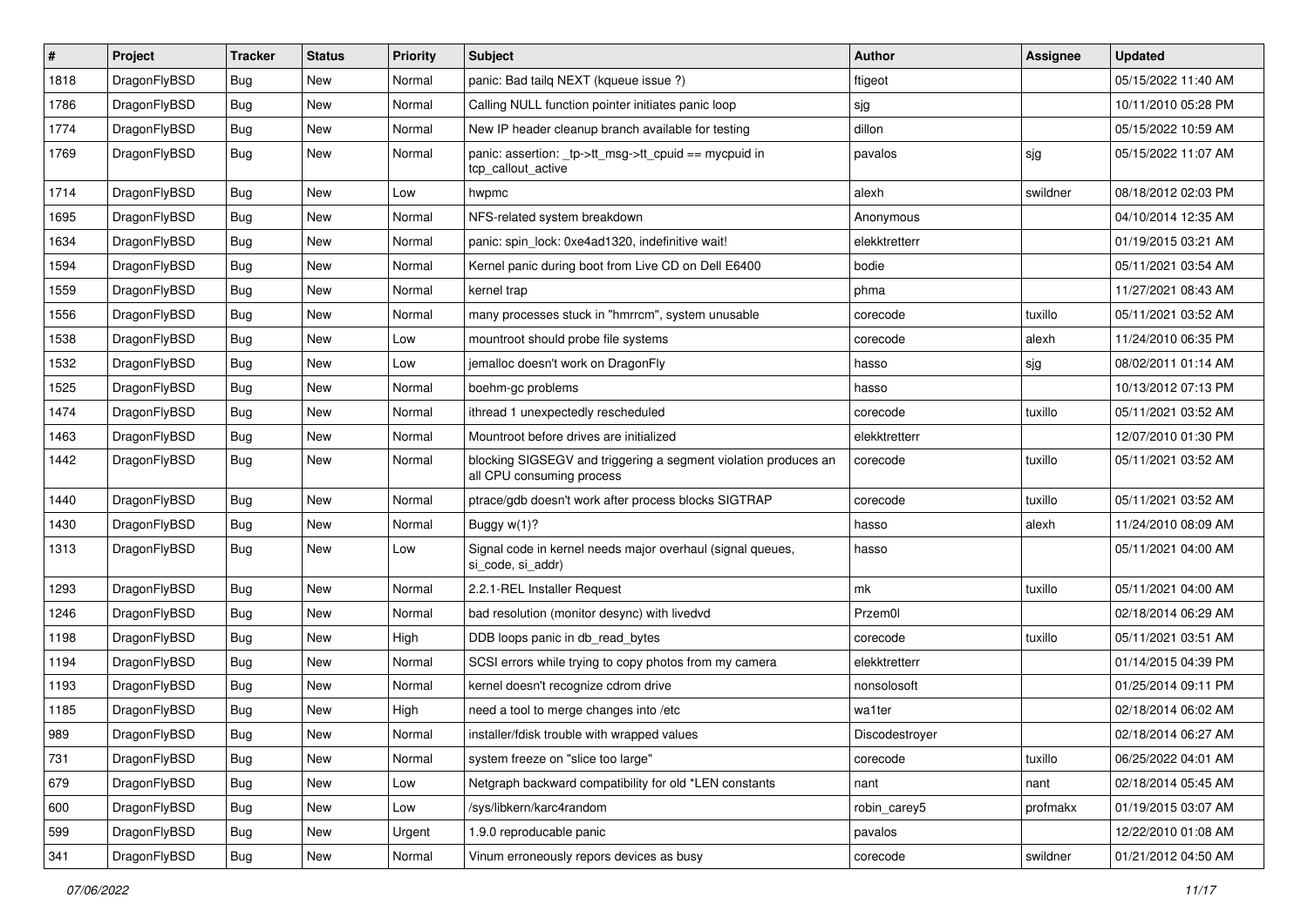| # | Project | Tracker | Status | Priority | Subject | Author | Assignee | Updated |
|---|---|---|---|---|---|---|---|---|
| 1818 | DragonFlyBSD | Bug | New | Normal | panic: Bad tailq NEXT (kqueue issue ?) | ftigeot | | 05/15/2022 11:40 AM |
| 1786 | DragonFlyBSD | Bug | New | Normal | Calling NULL function pointer initiates panic loop | sjg | | 10/11/2010 05:28 PM |
| 1774 | DragonFlyBSD | Bug | New | Normal | New IP header cleanup branch available for testing | dillon | | 05/15/2022 10:59 AM |
| 1769 | DragonFlyBSD | Bug | New | Normal | panic: assertion: _tp->tt_msg->tt_cpuid == mycpuid in tcp_callout_active | pavalos | sjg | 05/15/2022 11:07 AM |
| 1714 | DragonFlyBSD | Bug | New | Low | hwpmc | alexh | swildner | 08/18/2012 02:03 PM |
| 1695 | DragonFlyBSD | Bug | New | Normal | NFS-related system breakdown | Anonymous | | 04/10/2014 12:35 AM |
| 1634 | DragonFlyBSD | Bug | New | Normal | panic: spin_lock: 0xe4ad1320, indefinitive wait! | elekktretterr | | 01/19/2015 03:21 AM |
| 1594 | DragonFlyBSD | Bug | New | Normal | Kernel panic during boot from Live CD on Dell E6400 | bodie | | 05/11/2021 03:54 AM |
| 1559 | DragonFlyBSD | Bug | New | Normal | kernel trap | phma | | 11/27/2021 08:43 AM |
| 1556 | DragonFlyBSD | Bug | New | Normal | many processes stuck in "hmrrcm", system unusable | corecode | tuxillo | 05/11/2021 03:52 AM |
| 1538 | DragonFlyBSD | Bug | New | Low | mountroot should probe file systems | corecode | alexh | 11/24/2010 06:35 PM |
| 1532 | DragonFlyBSD | Bug | New | Low | jemalloc doesn't work on DragonFly | hasso | sjg | 08/02/2011 01:14 AM |
| 1525 | DragonFlyBSD | Bug | New | Normal | boehm-gc problems | hasso | | 10/13/2012 07:13 PM |
| 1474 | DragonFlyBSD | Bug | New | Normal | ithread 1 unexpectedly rescheduled | corecode | tuxillo | 05/11/2021 03:52 AM |
| 1463 | DragonFlyBSD | Bug | New | Normal | Mountroot before drives are initialized | elekktretterr | | 12/07/2010 01:30 PM |
| 1442 | DragonFlyBSD | Bug | New | Normal | blocking SIGSEGV and triggering a segment violation produces an all CPU consuming process | corecode | tuxillo | 05/11/2021 03:52 AM |
| 1440 | DragonFlyBSD | Bug | New | Normal | ptrace/gdb doesn't work after process blocks SIGTRAP | corecode | tuxillo | 05/11/2021 03:52 AM |
| 1430 | DragonFlyBSD | Bug | New | Normal | Buggy w(1)? | hasso | alexh | 11/24/2010 08:09 AM |
| 1313 | DragonFlyBSD | Bug | New | Low | Signal code in kernel needs major overhaul (signal queues, si_code, si_addr) | hasso | | 05/11/2021 04:00 AM |
| 1293 | DragonFlyBSD | Bug | New | Normal | 2.2.1-REL Installer Request | mk | tuxillo | 05/11/2021 04:00 AM |
| 1246 | DragonFlyBSD | Bug | New | Normal | bad resolution (monitor desync) with livedvd | Przem0l | | 02/18/2014 06:29 AM |
| 1198 | DragonFlyBSD | Bug | New | High | DDB loops panic in db_read_bytes | corecode | tuxillo | 05/11/2021 03:51 AM |
| 1194 | DragonFlyBSD | Bug | New | Normal | SCSI errors while trying to copy photos from my camera | elekktretterr | | 01/14/2015 04:39 PM |
| 1193 | DragonFlyBSD | Bug | New | Normal | kernel doesn't recognize cdrom drive | nonsolosoft | | 01/25/2014 09:11 PM |
| 1185 | DragonFlyBSD | Bug | New | High | need a tool to merge changes into /etc | wa1ter | | 02/18/2014 06:02 AM |
| 989 | DragonFlyBSD | Bug | New | Normal | installer/fdisk trouble with wrapped values | Discodestroyer | | 02/18/2014 06:27 AM |
| 731 | DragonFlyBSD | Bug | New | Normal | system freeze on "slice too large" | corecode | tuxillo | 06/25/2022 04:01 AM |
| 679 | DragonFlyBSD | Bug | New | Low | Netgraph backward compatibility for old *LEN constants | nant | nant | 02/18/2014 05:45 AM |
| 600 | DragonFlyBSD | Bug | New | Low | /sys/libkern/karc4random | robin_carey5 | profmakx | 01/19/2015 03:07 AM |
| 599 | DragonFlyBSD | Bug | New | Urgent | 1.9.0 reproducable panic | pavalos | | 12/22/2010 01:08 AM |
| 341 | DragonFlyBSD | Bug | New | Normal | Vinum erroneously repors devices as busy | corecode | swildner | 01/21/2012 04:50 AM |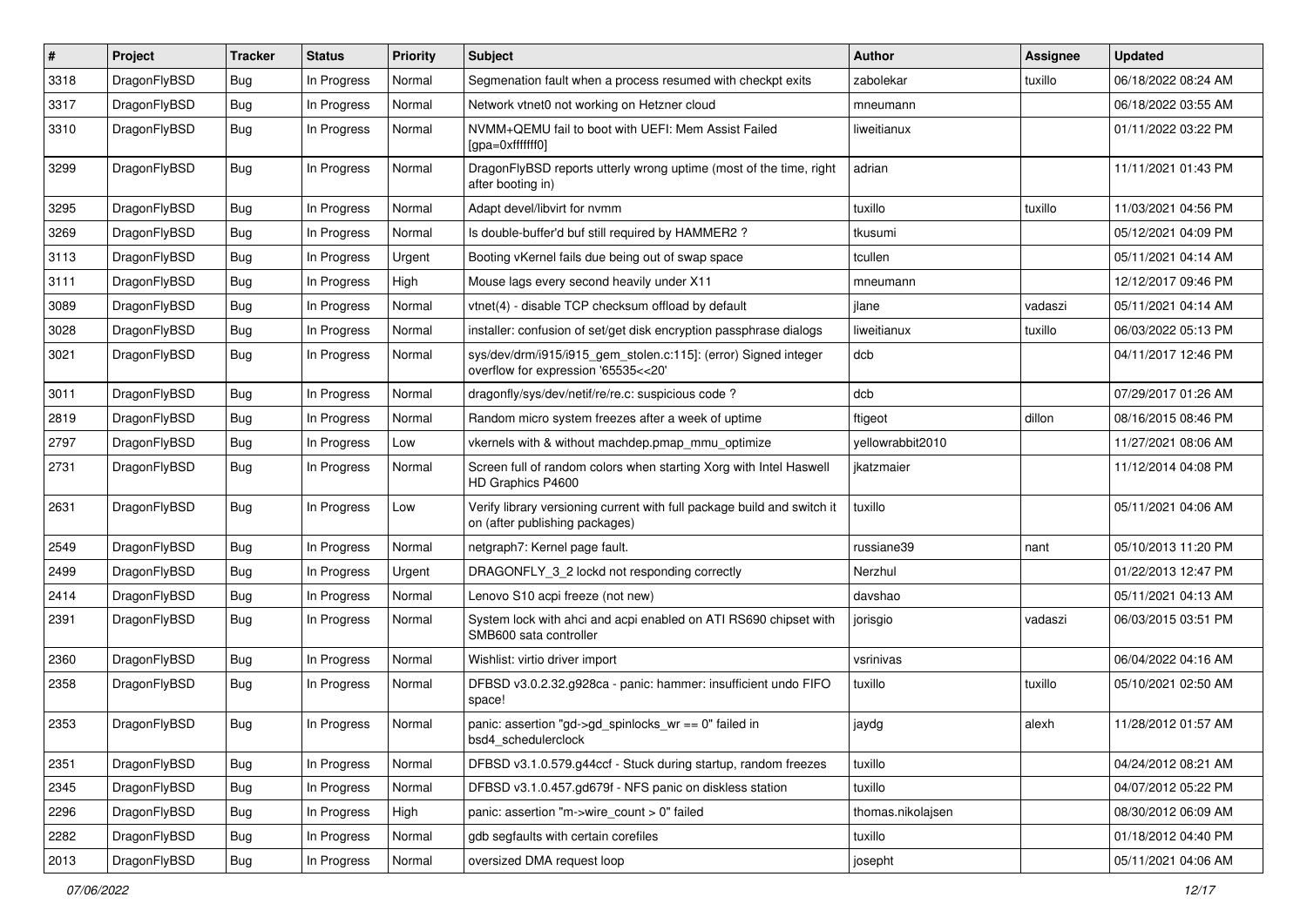| # | Project | Tracker | Status | Priority | Subject | Author | Assignee | Updated |
|---|---|---|---|---|---|---|---|---|
| 3318 | DragonFlyBSD | Bug | In Progress | Normal | Segmenation fault when a process resumed with checkpt exits | zabolekar | tuxillo | 06/18/2022 08:24 AM |
| 3317 | DragonFlyBSD | Bug | In Progress | Normal | Network vtnet0 not working on Hetzner cloud | mneumann | | 06/18/2022 03:55 AM |
| 3310 | DragonFlyBSD | Bug | In Progress | Normal | NVMM+QEMU fail to boot with UEFI: Mem Assist Failed [gpa=0xfffffff0] | liweitianux | | 01/11/2022 03:22 PM |
| 3299 | DragonFlyBSD | Bug | In Progress | Normal | DragonFlyBSD reports utterly wrong uptime (most of the time, right after booting in) | adrian | | 11/11/2021 01:43 PM |
| 3295 | DragonFlyBSD | Bug | In Progress | Normal | Adapt devel/libvirt for nvmm | tuxillo | tuxillo | 11/03/2021 04:56 PM |
| 3269 | DragonFlyBSD | Bug | In Progress | Normal | Is double-buffer'd buf still required by HAMMER2 ? | tkusumi | | 05/12/2021 04:09 PM |
| 3113 | DragonFlyBSD | Bug | In Progress | Urgent | Booting vKernel fails due being out of swap space | tcullen | | 05/11/2021 04:14 AM |
| 3111 | DragonFlyBSD | Bug | In Progress | High | Mouse lags every second heavily under X11 | mneumann | | 12/12/2017 09:46 PM |
| 3089 | DragonFlyBSD | Bug | In Progress | Normal | vtnet(4) - disable TCP checksum offload by default | jlane | vadaszi | 05/11/2021 04:14 AM |
| 3028 | DragonFlyBSD | Bug | In Progress | Normal | installer: confusion of set/get disk encryption passphrase dialogs | liweitianux | tuxillo | 06/03/2022 05:13 PM |
| 3021 | DragonFlyBSD | Bug | In Progress | Normal | sys/dev/drm/i915/i915_gem_stolen.c:115]: (error) Signed integer overflow for expression '65535<<20' | dcb | | 04/11/2017 12:46 PM |
| 3011 | DragonFlyBSD | Bug | In Progress | Normal | dragonfly/sys/dev/netif/re/re.c: suspicious code ? | dcb | | 07/29/2017 01:26 AM |
| 2819 | DragonFlyBSD | Bug | In Progress | Normal | Random micro system freezes after a week of uptime | ftigeot | dillon | 08/16/2015 08:46 PM |
| 2797 | DragonFlyBSD | Bug | In Progress | Low | vkernels with & without machdep.pmap_mmu_optimize | yellowrabbit2010 | | 11/27/2021 08:06 AM |
| 2731 | DragonFlyBSD | Bug | In Progress | Normal | Screen full of random colors when starting Xorg with Intel Haswell HD Graphics P4600 | jkatzmaier | | 11/12/2014 04:08 PM |
| 2631 | DragonFlyBSD | Bug | In Progress | Low | Verify library versioning current with full package build and switch it on (after publishing packages) | tuxillo | | 05/11/2021 04:06 AM |
| 2549 | DragonFlyBSD | Bug | In Progress | Normal | netgraph7: Kernel page fault. | russiane39 | nant | 05/10/2013 11:20 PM |
| 2499 | DragonFlyBSD | Bug | In Progress | Urgent | DRAGONFLY_3_2 lockd not responding correctly | Nerzhul | | 01/22/2013 12:47 PM |
| 2414 | DragonFlyBSD | Bug | In Progress | Normal | Lenovo S10 acpi freeze (not new) | davshao | | 05/11/2021 04:13 AM |
| 2391 | DragonFlyBSD | Bug | In Progress | Normal | System lock with ahci and acpi enabled on ATI RS690 chipset with SMB600 sata controller | jorisgio | vadaszi | 06/03/2015 03:51 PM |
| 2360 | DragonFlyBSD | Bug | In Progress | Normal | Wishlist: virtio driver import | vsrinivas | | 06/04/2022 04:16 AM |
| 2358 | DragonFlyBSD | Bug | In Progress | Normal | DFBSD v3.0.2.32.g928ca - panic: hammer: insufficient undo FIFO space! | tuxillo | tuxillo | 05/10/2021 02:50 AM |
| 2353 | DragonFlyBSD | Bug | In Progress | Normal | panic: assertion "gd->gd_spinlocks_wr == 0" failed in bsd4_schedulerclock | jaydg | alexh | 11/28/2012 01:57 AM |
| 2351 | DragonFlyBSD | Bug | In Progress | Normal | DFBSD v3.1.0.579.g44ccf - Stuck during startup, random freezes | tuxillo | | 04/24/2012 08:21 AM |
| 2345 | DragonFlyBSD | Bug | In Progress | Normal | DFBSD v3.1.0.457.gd679f - NFS panic on diskless station | tuxillo | | 04/07/2012 05:22 PM |
| 2296 | DragonFlyBSD | Bug | In Progress | High | panic: assertion "m->wire_count > 0" failed | thomas.nikolajsen | | 08/30/2012 06:09 AM |
| 2282 | DragonFlyBSD | Bug | In Progress | Normal | gdb segfaults with certain corefiles | tuxillo | | 01/18/2012 04:40 PM |
| 2013 | DragonFlyBSD | Bug | In Progress | Normal | oversized DMA request loop | josepht | | 05/11/2021 04:06 AM |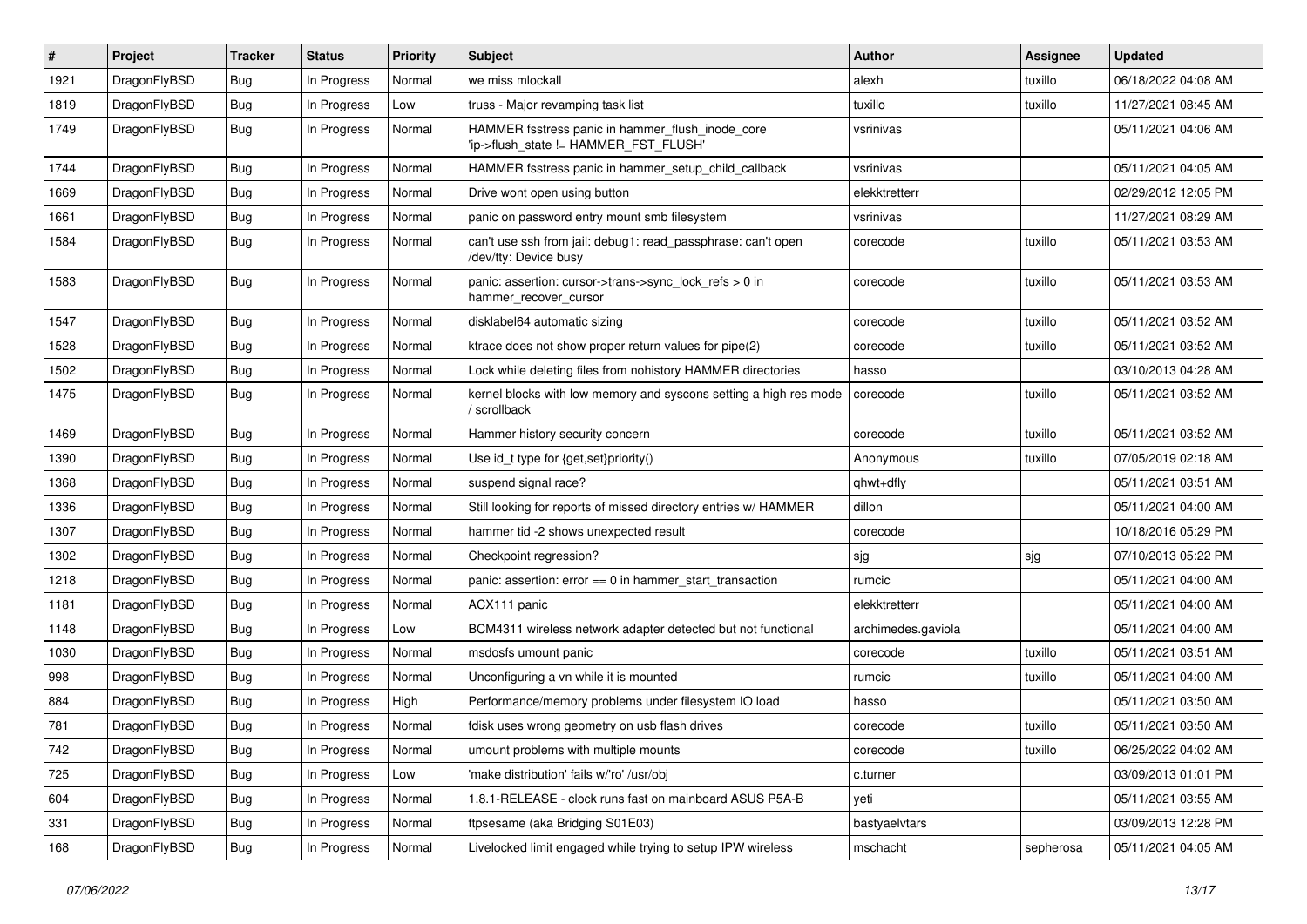| # | Project | Tracker | Status | Priority | Subject | Author | Assignee | Updated |
|---|---|---|---|---|---|---|---|---|
| 1921 | DragonFlyBSD | Bug | In Progress | Normal | we miss mlockall | alexh | tuxillo | 06/18/2022 04:08 AM |
| 1819 | DragonFlyBSD | Bug | In Progress | Low | truss - Major revamping task list | tuxillo | tuxillo | 11/27/2021 08:45 AM |
| 1749 | DragonFlyBSD | Bug | In Progress | Normal | HAMMER fsstress panic in hammer_flush_inode_core 'ip->flush_state != HAMMER_FST_FLUSH' | vsrinivas | | 05/11/2021 04:06 AM |
| 1744 | DragonFlyBSD | Bug | In Progress | Normal | HAMMER fsstress panic in hammer_setup_child_callback | vsrinivas | | 05/11/2021 04:05 AM |
| 1669 | DragonFlyBSD | Bug | In Progress | Normal | Drive wont open using button | elekktretterr | | 02/29/2012 12:05 PM |
| 1661 | DragonFlyBSD | Bug | In Progress | Normal | panic on password entry mount smb filesystem | vsrinivas | | 11/27/2021 08:29 AM |
| 1584 | DragonFlyBSD | Bug | In Progress | Normal | can't use ssh from jail: debug1: read_passphrase: can't open /dev/tty: Device busy | corecode | tuxillo | 05/11/2021 03:53 AM |
| 1583 | DragonFlyBSD | Bug | In Progress | Normal | panic: assertion: cursor->trans->sync_lock_refs > 0 in hammer_recover_cursor | corecode | tuxillo | 05/11/2021 03:53 AM |
| 1547 | DragonFlyBSD | Bug | In Progress | Normal | disklabel64 automatic sizing | corecode | tuxillo | 05/11/2021 03:52 AM |
| 1528 | DragonFlyBSD | Bug | In Progress | Normal | ktrace does not show proper return values for pipe(2) | corecode | tuxillo | 05/11/2021 03:52 AM |
| 1502 | DragonFlyBSD | Bug | In Progress | Normal | Lock while deleting files from nohistory HAMMER directories | hasso | | 03/10/2013 04:28 AM |
| 1475 | DragonFlyBSD | Bug | In Progress | Normal | kernel blocks with low memory and syscons setting a high res mode / scrollback | corecode | tuxillo | 05/11/2021 03:52 AM |
| 1469 | DragonFlyBSD | Bug | In Progress | Normal | Hammer history security concern | corecode | tuxillo | 05/11/2021 03:52 AM |
| 1390 | DragonFlyBSD | Bug | In Progress | Normal | Use id_t type for {get,set}priority() | Anonymous | tuxillo | 07/05/2019 02:18 AM |
| 1368 | DragonFlyBSD | Bug | In Progress | Normal | suspend signal race? | qhwt+dfly | | 05/11/2021 03:51 AM |
| 1336 | DragonFlyBSD | Bug | In Progress | Normal | Still looking for reports of missed directory entries w/ HAMMER | dillon | | 05/11/2021 04:00 AM |
| 1307 | DragonFlyBSD | Bug | In Progress | Normal | hammer tid -2 shows unexpected result | corecode | | 10/18/2016 05:29 PM |
| 1302 | DragonFlyBSD | Bug | In Progress | Normal | Checkpoint regression? | sjg | sjg | 07/10/2013 05:22 PM |
| 1218 | DragonFlyBSD | Bug | In Progress | Normal | panic: assertion: error == 0 in hammer_start_transaction | rumcic | | 05/11/2021 04:00 AM |
| 1181 | DragonFlyBSD | Bug | In Progress | Normal | ACX111 panic | elekktretterr | | 05/11/2021 04:00 AM |
| 1148 | DragonFlyBSD | Bug | In Progress | Low | BCM4311 wireless network adapter detected but not functional | archimedes.gaviola | | 05/11/2021 04:00 AM |
| 1030 | DragonFlyBSD | Bug | In Progress | Normal | msdosfs umount panic | corecode | tuxillo | 05/11/2021 03:51 AM |
| 998 | DragonFlyBSD | Bug | In Progress | Normal | Unconfiguring a vn while it is mounted | rumcic | tuxillo | 05/11/2021 04:00 AM |
| 884 | DragonFlyBSD | Bug | In Progress | High | Performance/memory problems under filesystem IO load | hasso | | 05/11/2021 03:50 AM |
| 781 | DragonFlyBSD | Bug | In Progress | Normal | fdisk uses wrong geometry on usb flash drives | corecode | tuxillo | 05/11/2021 03:50 AM |
| 742 | DragonFlyBSD | Bug | In Progress | Normal | umount problems with multiple mounts | corecode | tuxillo | 06/25/2022 04:02 AM |
| 725 | DragonFlyBSD | Bug | In Progress | Low | 'make distribution' fails w/'ro' /usr/obj | c.turner | | 03/09/2013 01:01 PM |
| 604 | DragonFlyBSD | Bug | In Progress | Normal | 1.8.1-RELEASE - clock runs fast on mainboard ASUS P5A-B | yeti | | 05/11/2021 03:55 AM |
| 331 | DragonFlyBSD | Bug | In Progress | Normal | ftpsesame (aka Bridging S01E03) | bastyaelvtars | | 03/09/2013 12:28 PM |
| 168 | DragonFlyBSD | Bug | In Progress | Normal | Livelocked limit engaged while trying to setup IPW wireless | mschacht | sepherosa | 05/11/2021 04:05 AM |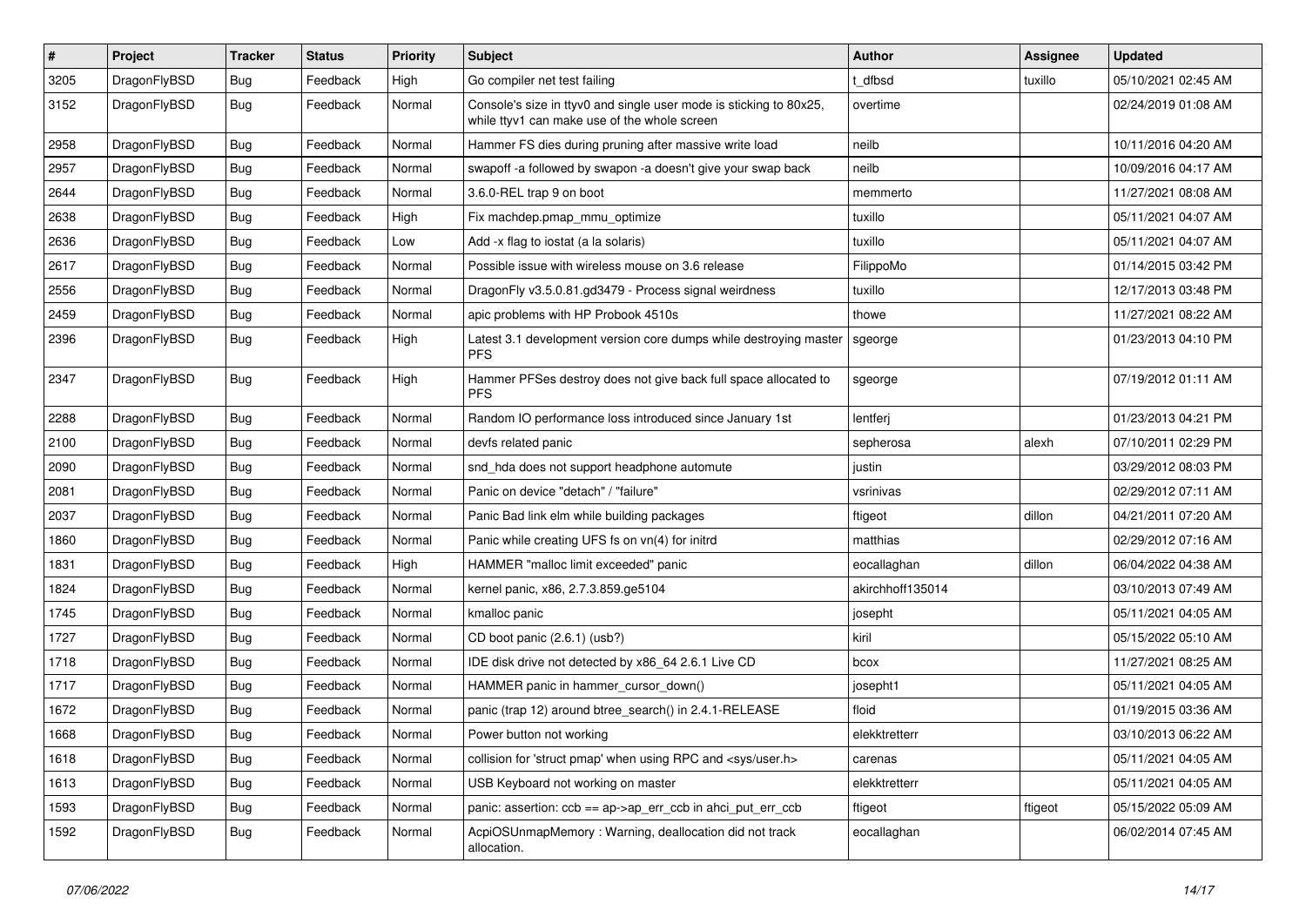| # | Project | Tracker | Status | Priority | Subject | Author | Assignee | Updated |
|---|---|---|---|---|---|---|---|---|
| 3205 | DragonFlyBSD | Bug | Feedback | High | Go compiler net test failing | t_dfbsd | tuxillo | 05/10/2021 02:45 AM |
| 3152 | DragonFlyBSD | Bug | Feedback | Normal | Console's size in ttyv0 and single user mode is sticking to 80x25, while ttyv1 can make use of the whole screen | overtime | | 02/24/2019 01:08 AM |
| 2958 | DragonFlyBSD | Bug | Feedback | Normal | Hammer FS dies during pruning after massive write load | neilb | | 10/11/2016 04:20 AM |
| 2957 | DragonFlyBSD | Bug | Feedback | Normal | swapoff -a followed by swapon -a doesn't give your swap back | neilb | | 10/09/2016 04:17 AM |
| 2644 | DragonFlyBSD | Bug | Feedback | Normal | 3.6.0-REL trap 9 on boot | memmerto | | 11/27/2021 08:08 AM |
| 2638 | DragonFlyBSD | Bug | Feedback | High | Fix machdep.pmap_mmu_optimize | tuxillo | | 05/11/2021 04:07 AM |
| 2636 | DragonFlyBSD | Bug | Feedback | Low | Add -x flag to iostat (a la solaris) | tuxillo | | 05/11/2021 04:07 AM |
| 2617 | DragonFlyBSD | Bug | Feedback | Normal | Possible issue with wireless mouse on 3.6 release | FilippoMo | | 01/14/2015 03:42 PM |
| 2556 | DragonFlyBSD | Bug | Feedback | Normal | DragonFly v3.5.0.81.gd3479 - Process signal weirdness | tuxillo | | 12/17/2013 03:48 PM |
| 2459 | DragonFlyBSD | Bug | Feedback | Normal | apic problems with HP Probook 4510s | thowe | | 11/27/2021 08:22 AM |
| 2396 | DragonFlyBSD | Bug | Feedback | High | Latest 3.1 development version core dumps while destroying master PFS | sgeorge | | 01/23/2013 04:10 PM |
| 2347 | DragonFlyBSD | Bug | Feedback | High | Hammer PFSes destroy does not give back full space allocated to PFS | sgeorge | | 07/19/2012 01:11 AM |
| 2288 | DragonFlyBSD | Bug | Feedback | Normal | Random IO performance loss introduced since January 1st | lentferj | | 01/23/2013 04:21 PM |
| 2100 | DragonFlyBSD | Bug | Feedback | Normal | devfs related panic | sepherosa | alexh | 07/10/2011 02:29 PM |
| 2090 | DragonFlyBSD | Bug | Feedback | Normal | snd_hda does not support headphone automute | justin | | 03/29/2012 08:03 PM |
| 2081 | DragonFlyBSD | Bug | Feedback | Normal | Panic on device "detach" / "failure" | vsrinivas | | 02/29/2012 07:11 AM |
| 2037 | DragonFlyBSD | Bug | Feedback | Normal | Panic Bad link elm while building packages | ftigeot | dillon | 04/21/2011 07:20 AM |
| 1860 | DragonFlyBSD | Bug | Feedback | Normal | Panic while creating UFS fs on vn(4) for initrd | matthias | | 02/29/2012 07:16 AM |
| 1831 | DragonFlyBSD | Bug | Feedback | High | HAMMER "malloc limit exceeded" panic | eocallaghan | dillon | 06/04/2022 04:38 AM |
| 1824 | DragonFlyBSD | Bug | Feedback | Normal | kernel panic, x86, 2.7.3.859.ge5104 | akirchhoff135014 | | 03/10/2013 07:49 AM |
| 1745 | DragonFlyBSD | Bug | Feedback | Normal | kmalloc panic | josepht | | 05/11/2021 04:05 AM |
| 1727 | DragonFlyBSD | Bug | Feedback | Normal | CD boot panic (2.6.1) (usb?) | kiril | | 05/15/2022 05:10 AM |
| 1718 | DragonFlyBSD | Bug | Feedback | Normal | IDE disk drive not detected by x86_64 2.6.1 Live CD | bcox | | 11/27/2021 08:25 AM |
| 1717 | DragonFlyBSD | Bug | Feedback | Normal | HAMMER panic in hammer_cursor_down() | josepht1 | | 05/11/2021 04:05 AM |
| 1672 | DragonFlyBSD | Bug | Feedback | Normal | panic (trap 12) around btree_search() in 2.4.1-RELEASE | floid | | 01/19/2015 03:36 AM |
| 1668 | DragonFlyBSD | Bug | Feedback | Normal | Power button not working | elekktretterr | | 03/10/2013 06:22 AM |
| 1618 | DragonFlyBSD | Bug | Feedback | Normal | collision for 'struct pmap' when using RPC and <sys/user.h> | carenas | | 05/11/2021 04:05 AM |
| 1613 | DragonFlyBSD | Bug | Feedback | Normal | USB Keyboard not working on master | elekktretterr | | 05/11/2021 04:05 AM |
| 1593 | DragonFlyBSD | Bug | Feedback | Normal | panic: assertion: ccb == ap->ap_err_ccb in ahci_put_err_ccb | ftigeot | ftigeot | 05/15/2022 05:09 AM |
| 1592 | DragonFlyBSD | Bug | Feedback | Normal | AcpiOSUnmapMemory : Warning, deallocation did not track allocation. | eocallaghan | | 06/02/2014 07:45 AM |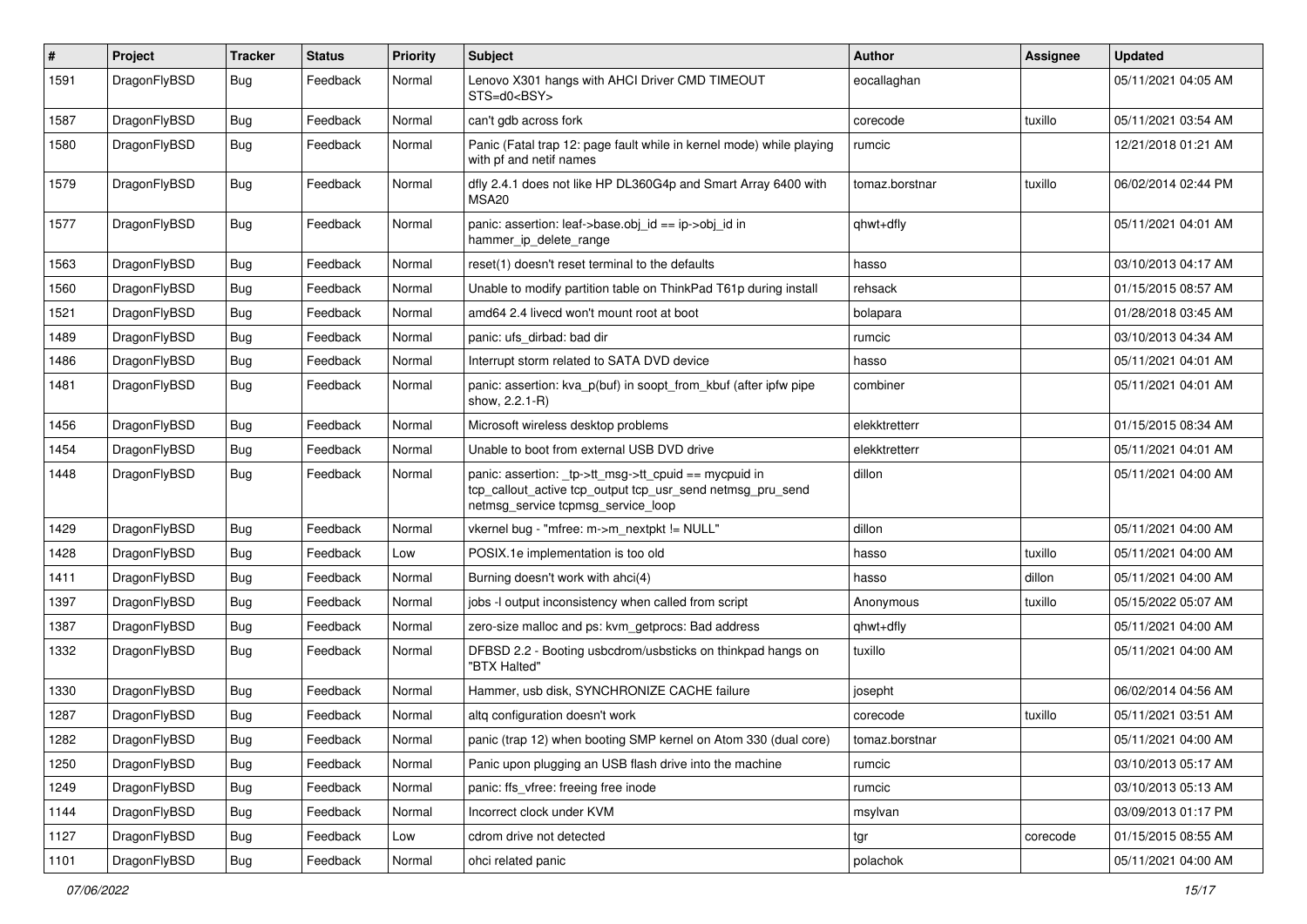| # | Project | Tracker | Status | Priority | Subject | Author | Assignee | Updated |
|---|---|---|---|---|---|---|---|---|
| 1591 | DragonFlyBSD | Bug | Feedback | Normal | Lenovo X301 hangs with AHCI Driver CMD TIMEOUT STS=d0<BSY> | eocallaghan | | 05/11/2021 04:05 AM |
| 1587 | DragonFlyBSD | Bug | Feedback | Normal | can't gdb across fork | corecode | tuxillo | 05/11/2021 03:54 AM |
| 1580 | DragonFlyBSD | Bug | Feedback | Normal | Panic (Fatal trap 12: page fault while in kernel mode) while playing with pf and netif names | rumcic | | 12/21/2018 01:21 AM |
| 1579 | DragonFlyBSD | Bug | Feedback | Normal | dfly 2.4.1 does not like HP DL360G4p and Smart Array 6400 with MSA20 | tomaz.borstnar | tuxillo | 06/02/2014 02:44 PM |
| 1577 | DragonFlyBSD | Bug | Feedback | Normal | panic: assertion: leaf->base.obj_id == ip->obj_id in hammer_ip_delete_range | qhwt+dfly | | 05/11/2021 04:01 AM |
| 1563 | DragonFlyBSD | Bug | Feedback | Normal | reset(1) doesn't reset terminal to the defaults | hasso | | 03/10/2013 04:17 AM |
| 1560 | DragonFlyBSD | Bug | Feedback | Normal | Unable to modify partition table on ThinkPad T61p during install | rehsack | | 01/15/2015 08:57 AM |
| 1521 | DragonFlyBSD | Bug | Feedback | Normal | amd64 2.4 livecd won't mount root at boot | bolapara | | 01/28/2018 03:45 AM |
| 1489 | DragonFlyBSD | Bug | Feedback | Normal | panic: ufs_dirbad: bad dir | rumcic | | 03/10/2013 04:34 AM |
| 1486 | DragonFlyBSD | Bug | Feedback | Normal | Interrupt storm related to SATA DVD device | hasso | | 05/11/2021 04:01 AM |
| 1481 | DragonFlyBSD | Bug | Feedback | Normal | panic: assertion: kva_p(buf) in soopt_from_kbuf (after ipfw pipe show, 2.2.1-R) | combiner | | 05/11/2021 04:01 AM |
| 1456 | DragonFlyBSD | Bug | Feedback | Normal | Microsoft wireless desktop problems | elekktretterr | | 01/15/2015 08:34 AM |
| 1454 | DragonFlyBSD | Bug | Feedback | Normal | Unable to boot from external USB DVD drive | elekktretterr | | 05/11/2021 04:01 AM |
| 1448 | DragonFlyBSD | Bug | Feedback | Normal | panic: assertion: _tp->tt_msg->tt_cpuid == mycpuid in tcp_callout_active tcp_output tcp_usr_send netmsg_pru_send netmsg_service tcpmsg_service_loop | dillon | | 05/11/2021 04:00 AM |
| 1429 | DragonFlyBSD | Bug | Feedback | Normal | vkernel bug - "mfree: m->m_nextpkt != NULL" | dillon | | 05/11/2021 04:00 AM |
| 1428 | DragonFlyBSD | Bug | Feedback | Low | POSIX.1e implementation is too old | hasso | tuxillo | 05/11/2021 04:00 AM |
| 1411 | DragonFlyBSD | Bug | Feedback | Normal | Burning doesn't work with ahci(4) | hasso | dillon | 05/11/2021 04:00 AM |
| 1397 | DragonFlyBSD | Bug | Feedback | Normal | jobs -l output inconsistency when called from script | Anonymous | tuxillo | 05/15/2022 05:07 AM |
| 1387 | DragonFlyBSD | Bug | Feedback | Normal | zero-size malloc and ps: kvm_getprocs: Bad address | qhwt+dfly | | 05/11/2021 04:00 AM |
| 1332 | DragonFlyBSD | Bug | Feedback | Normal | DFBSD 2.2 - Booting usbcdrom/usbsticks on thinkpad hangs on "BTX Halted" | tuxillo | | 05/11/2021 04:00 AM |
| 1330 | DragonFlyBSD | Bug | Feedback | Normal | Hammer, usb disk, SYNCHRONIZE CACHE failure | josepht | | 06/02/2014 04:56 AM |
| 1287 | DragonFlyBSD | Bug | Feedback | Normal | altq configuration doesn't work | corecode | tuxillo | 05/11/2021 03:51 AM |
| 1282 | DragonFlyBSD | Bug | Feedback | Normal | panic (trap 12) when booting SMP kernel on Atom 330 (dual core) | tomaz.borstnar | | 05/11/2021 04:00 AM |
| 1250 | DragonFlyBSD | Bug | Feedback | Normal | Panic upon plugging an USB flash drive into the machine | rumcic | | 03/10/2013 05:17 AM |
| 1249 | DragonFlyBSD | Bug | Feedback | Normal | panic: ffs_vfree: freeing free inode | rumcic | | 03/10/2013 05:13 AM |
| 1144 | DragonFlyBSD | Bug | Feedback | Normal | Incorrect clock under KVM | msylvan | | 03/09/2013 01:17 PM |
| 1127 | DragonFlyBSD | Bug | Feedback | Low | cdrom drive not detected | tgr | corecode | 01/15/2015 08:55 AM |
| 1101 | DragonFlyBSD | Bug | Feedback | Normal | ohci related panic | polachok | | 05/11/2021 04:00 AM |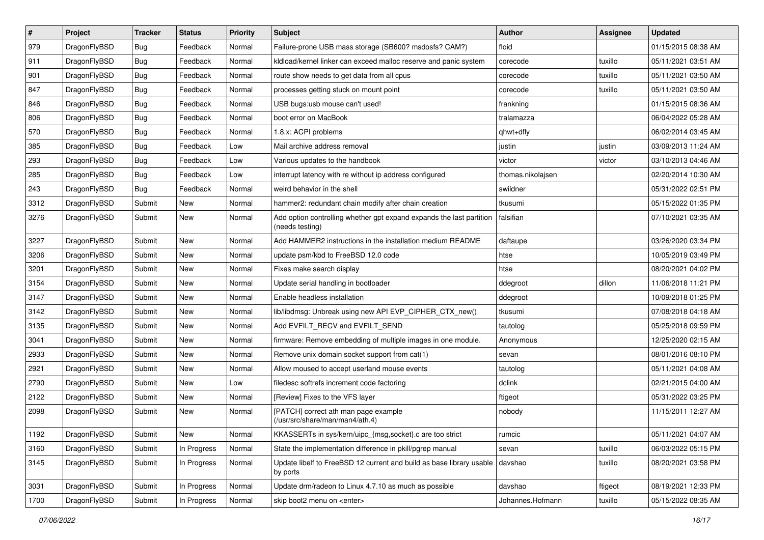| # | Project | Tracker | Status | Priority | Subject | Author | Assignee | Updated |
|---|---|---|---|---|---|---|---|---|
| 979 | DragonFlyBSD | Bug | Feedback | Normal | Failure-prone USB mass storage (SB600? msdosfs? CAM?) | floid | | 01/15/2015 08:38 AM |
| 911 | DragonFlyBSD | Bug | Feedback | Normal | kldload/kernel linker can exceed malloc reserve and panic system | corecode | tuxillo | 05/11/2021 03:51 AM |
| 901 | DragonFlyBSD | Bug | Feedback | Normal | route show needs to get data from all cpus | corecode | tuxillo | 05/11/2021 03:50 AM |
| 847 | DragonFlyBSD | Bug | Feedback | Normal | processes getting stuck on mount point | corecode | tuxillo | 05/11/2021 03:50 AM |
| 846 | DragonFlyBSD | Bug | Feedback | Normal | USB bugs:usb mouse can't used! | frankning | | 01/15/2015 08:36 AM |
| 806 | DragonFlyBSD | Bug | Feedback | Normal | boot error on MacBook | tralamazza | | 06/04/2022 05:28 AM |
| 570 | DragonFlyBSD | Bug | Feedback | Normal | 1.8.x: ACPI problems | qhwt+dfly | | 06/02/2014 03:45 AM |
| 385 | DragonFlyBSD | Bug | Feedback | Low | Mail archive address removal | justin | justin | 03/09/2013 11:24 AM |
| 293 | DragonFlyBSD | Bug | Feedback | Low | Various updates to the handbook | victor | victor | 03/10/2013 04:46 AM |
| 285 | DragonFlyBSD | Bug | Feedback | Low | interrupt latency with re without ip address configured | thomas.nikolajsen | | 02/20/2014 10:30 AM |
| 243 | DragonFlyBSD | Bug | Feedback | Normal | weird behavior in the shell | swildner | | 05/31/2022 02:51 PM |
| 3312 | DragonFlyBSD | Submit | New | Normal | hammer2: redundant chain modify after chain creation | tkusumi | | 05/15/2022 01:35 PM |
| 3276 | DragonFlyBSD | Submit | New | Normal | Add option controlling whether gpt expand expands the last partition (needs testing) | falsifian | | 07/10/2021 03:35 AM |
| 3227 | DragonFlyBSD | Submit | New | Normal | Add HAMMER2 instructions in the installation medium README | daftaupe | | 03/26/2020 03:34 PM |
| 3206 | DragonFlyBSD | Submit | New | Normal | update psm/kbd to FreeBSD 12.0 code | htse | | 10/05/2019 03:49 PM |
| 3201 | DragonFlyBSD | Submit | New | Normal | Fixes make search display | htse | | 08/20/2021 04:02 PM |
| 3154 | DragonFlyBSD | Submit | New | Normal | Update serial handling in bootloader | ddegroot | dillon | 11/06/2018 11:21 PM |
| 3147 | DragonFlyBSD | Submit | New | Normal | Enable headless installation | ddegroot | | 10/09/2018 01:25 PM |
| 3142 | DragonFlyBSD | Submit | New | Normal | lib/libdmsg: Unbreak using new API EVP_CIPHER_CTX_new() | tkusumi | | 07/08/2018 04:18 AM |
| 3135 | DragonFlyBSD | Submit | New | Normal | Add EVFILT_RECV and EVFILT_SEND | tautolog | | 05/25/2018 09:59 PM |
| 3041 | DragonFlyBSD | Submit | New | Normal | firmware: Remove embedding of multiple images in one module. | Anonymous | | 12/25/2020 02:15 AM |
| 2933 | DragonFlyBSD | Submit | New | Normal | Remove unix domain socket support from cat(1) | sevan | | 08/01/2016 08:10 PM |
| 2921 | DragonFlyBSD | Submit | New | Normal | Allow moused to accept userland mouse events | tautolog | | 05/11/2021 04:08 AM |
| 2790 | DragonFlyBSD | Submit | New | Low | filedesc softrefs increment code factoring | dclink | | 02/21/2015 04:00 AM |
| 2122 | DragonFlyBSD | Submit | New | Normal | [Review] Fixes to the VFS layer | ftigeot | | 05/31/2022 03:25 PM |
| 2098 | DragonFlyBSD | Submit | New | Normal | [PATCH] correct ath man page example (/usr/src/share/man/man4/ath.4) | nobody | | 11/15/2011 12:27 AM |
| 1192 | DragonFlyBSD | Submit | New | Normal | KKASSERTs in sys/kern/uipc_{msg,socket}.c are too strict | rumcic | | 05/11/2021 04:07 AM |
| 3160 | DragonFlyBSD | Submit | In Progress | Normal | State the implementation difference in pkill/pgrep manual | sevan | tuxillo | 06/03/2022 05:15 PM |
| 3145 | DragonFlyBSD | Submit | In Progress | Normal | Update libelf to FreeBSD 12 current and build as base library usable by ports | davshao | tuxillo | 08/20/2021 03:58 PM |
| 3031 | DragonFlyBSD | Submit | In Progress | Normal | Update drm/radeon to Linux 4.7.10 as much as possible | davshao | ftigeot | 08/19/2021 12:33 PM |
| 1700 | DragonFlyBSD | Submit | In Progress | Normal | skip boot2 menu on <enter> | Johannes.Hofmann | tuxillo | 05/15/2022 08:35 AM |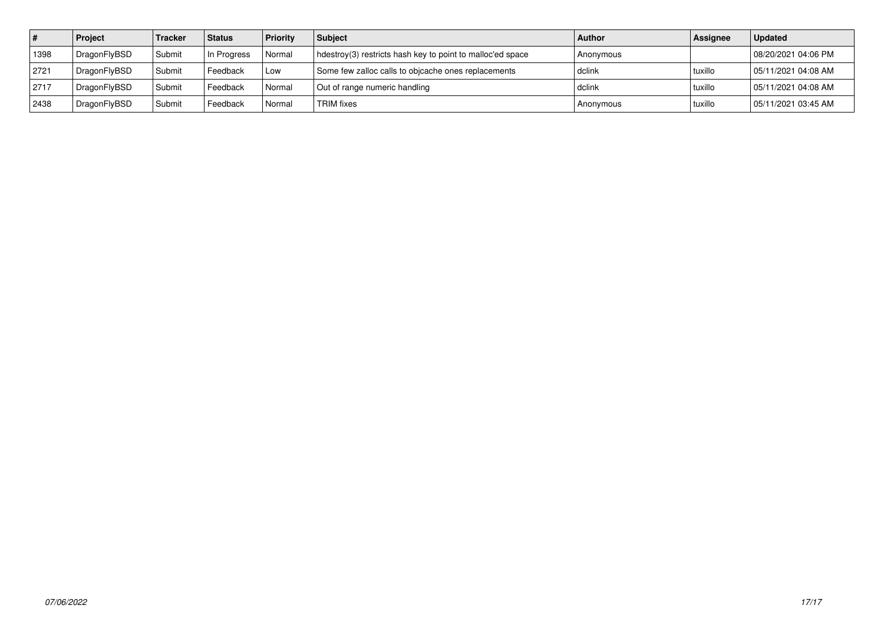| # | Project | Tracker | Status | Priority | Subject | Author | Assignee | Updated |
|---|---|---|---|---|---|---|---|---|
| 1398 | DragonFlyBSD | Submit | In Progress | Normal | hdestroy(3) restricts hash key to point to malloc'ed space | Anonymous | | 08/20/2021 04:06 PM |
| 2721 | DragonFlyBSD | Submit | Feedback | Low | Some few zalloc calls to objcache ones replacements | dclink | tuxillo | 05/11/2021 04:08 AM |
| 2717 | DragonFlyBSD | Submit | Feedback | Normal | Out of range numeric handling | dclink | tuxillo | 05/11/2021 04:08 AM |
| 2438 | DragonFlyBSD | Submit | Feedback | Normal | TRIM fixes | Anonymous | tuxillo | 05/11/2021 03:45 AM |